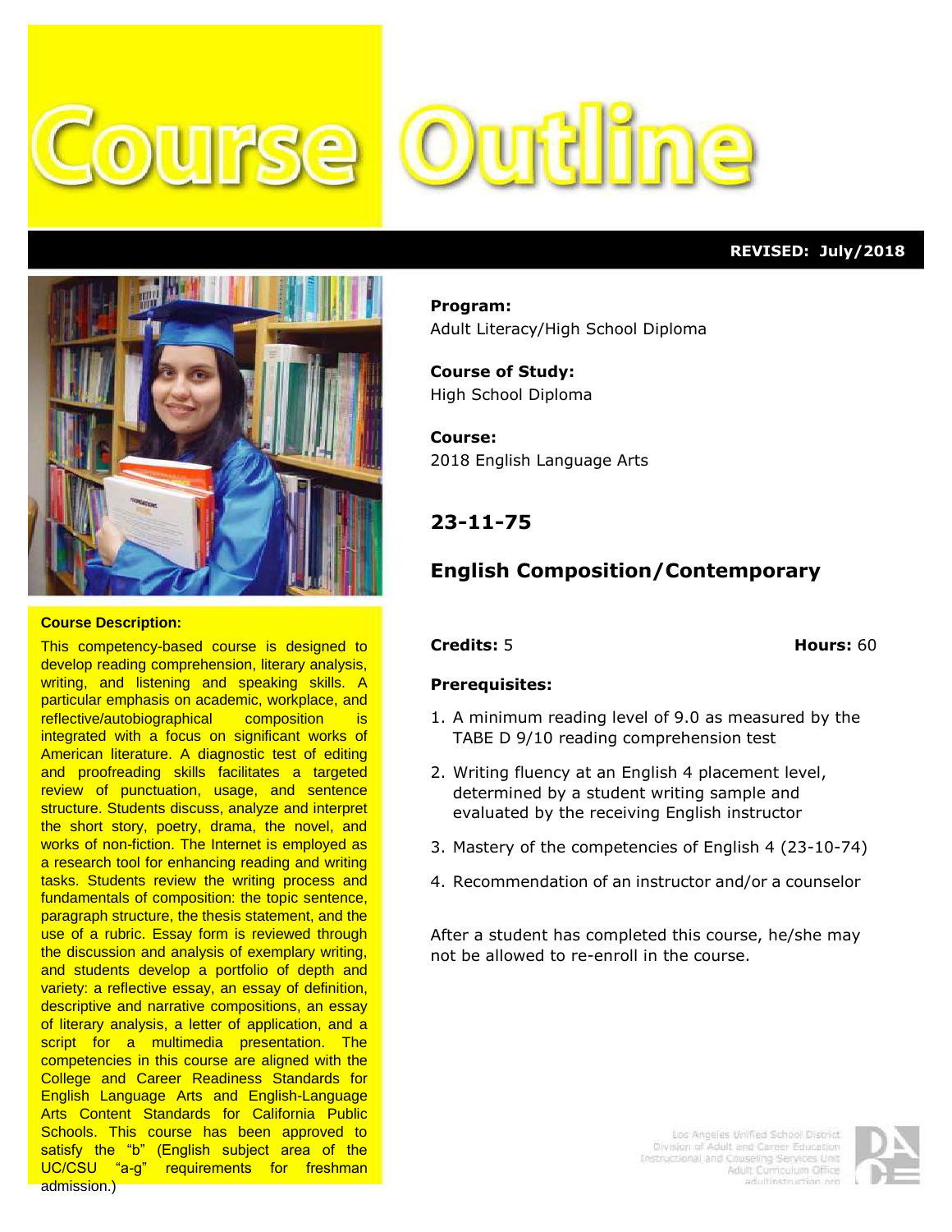# Course Outline

**REVISED: July/2018**

**Program:**
Adult Literacy/High School Diploma

**Course of Study:**
High School Diploma

**Course:**
2018 English Language Arts

## 23-11-75

## English Composition/Contemporary

**Credits:** 5 **Hours:** 60

**Prerequisites:**

1. A minimum reading level of 9.0 as measured by the TABE D 9/10 reading comprehension test
2. Writing fluency at an English 4 placement level, determined by a student writing sample and evaluated by the receiving English instructor
3. Mastery of the competencies of English 4 (23-10-74)
4. Recommendation of an instructor and/or a counselor

After a student has completed this course, he/she may not be allowed to re-enroll in the course.

**Course Description:**

This competency-based course is designed to develop reading comprehension, literary analysis, writing, and listening and speaking skills. A particular emphasis on academic, workplace, and reflective/autobiographical composition is integrated with a focus on significant works of American literature. A diagnostic test of editing and proofreading skills facilitates a targeted review of punctuation, usage, and sentence structure. Students discuss, analyze and interpret the short story, poetry, drama, the novel, and works of non-fiction. The Internet is employed as a research tool for enhancing reading and writing tasks. Students review the writing process and fundamentals of composition: the topic sentence, paragraph structure, the thesis statement, and the use of a rubric. Essay form is reviewed through the discussion and analysis of exemplary writing, and students develop a portfolio of depth and variety: a reflective essay, an essay of definition, descriptive and narrative compositions, an essay of literary analysis, a letter of application, and a script for a multimedia presentation. The competencies in this course are aligned with the College and Career Readiness Standards for English Language Arts and English-Language Arts Content Standards for California Public Schools. This course has been approved to satisfy the "b" (English subject area of the UC/CSU "a-g" requirements for freshman admission.)

Los Angeles Unified School District
Division of Adult and Career Education
Instructional and Couseling Services Unit
Adult Curriculum Office
adultinstruction.org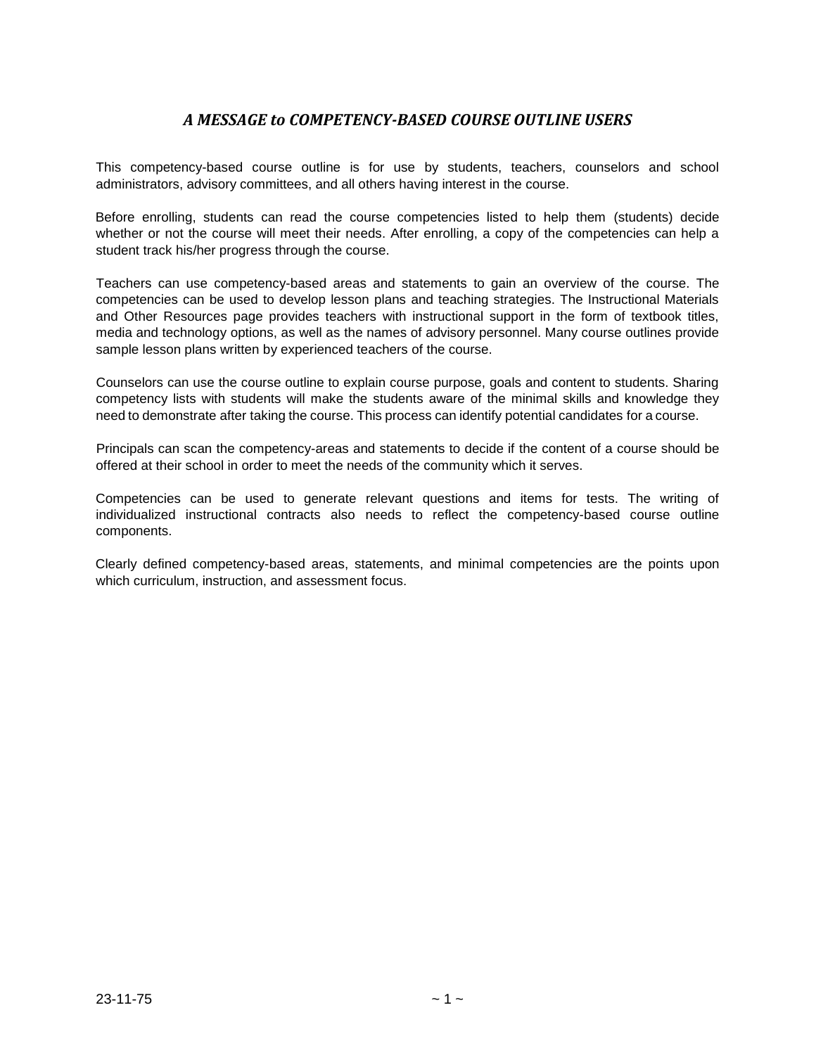## *A MESSAGE to COMPETENCY-BASED COURSE OUTLINE USERS*

This competency-based course outline is for use by students, teachers, counselors and school administrators, advisory committees, and all others having interest in the course.

Before enrolling, students can read the course competencies listed to help them (students) decide whether or not the course will meet their needs. After enrolling, a copy of the competencies can help a student track his/her progress through the course.

Teachers can use competency-based areas and statements to gain an overview of the course. The competencies can be used to develop lesson plans and teaching strategies. The Instructional Materials and Other Resources page provides teachers with instructional support in the form of textbook titles, media and technology options, as well as the names of advisory personnel. Many course outlines provide sample lesson plans written by experienced teachers of the course.

Counselors can use the course outline to explain course purpose, goals and content to students. Sharing competency lists with students will make the students aware of the minimal skills and knowledge they need to demonstrate after taking the course. This process can identify potential candidates for a course.

Principals can scan the competency-areas and statements to decide if the content of a course should be offered at their school in order to meet the needs of the community which it serves.

Competencies can be used to generate relevant questions and items for tests. The writing of individualized instructional contracts also needs to reflect the competency-based course outline components.

Clearly defined competency-based areas, statements, and minimal competencies are the points upon which curriculum, instruction, and assessment focus.

23-11-75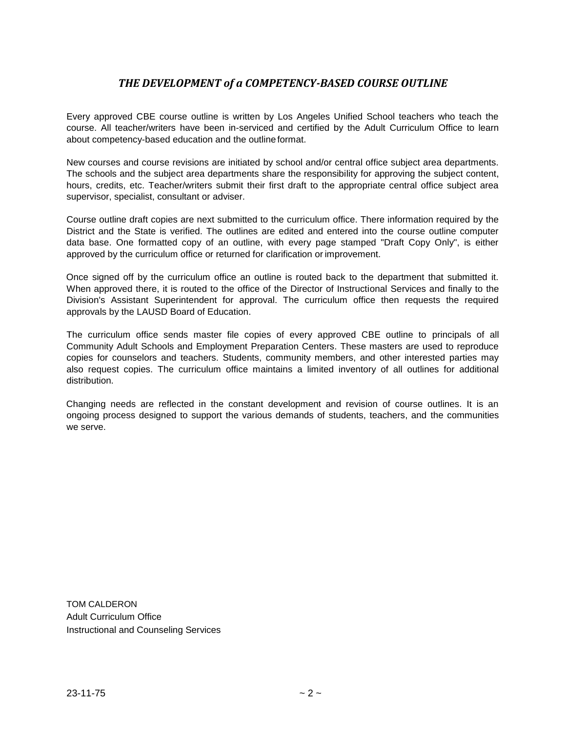## *THE DEVELOPMENT of a COMPETENCY-BASED COURSE OUTLINE*

Every approved CBE course outline is written by Los Angeles Unified School teachers who teach the course. All teacher/writers have been in-serviced and certified by the Adult Curriculum Office to learn about competency-based education and the outline format.

New courses and course revisions are initiated by school and/or central office subject area departments. The schools and the subject area departments share the responsibility for approving the subject content, hours, credits, etc. Teacher/writers submit their first draft to the appropriate central office subject area supervisor, specialist, consultant or adviser.

Course outline draft copies are next submitted to the curriculum office. There information required by the District and the State is verified. The outlines are edited and entered into the course outline computer data base. One formatted copy of an outline, with every page stamped "Draft Copy Only", is either approved by the curriculum office or returned for clarification or improvement.

Once signed off by the curriculum office an outline is routed back to the department that submitted it. When approved there, it is routed to the office of the Director of Instructional Services and finally to the Division's Assistant Superintendent for approval. The curriculum office then requests the required approvals by the LAUSD Board of Education.

The curriculum office sends master file copies of every approved CBE outline to principals of all Community Adult Schools and Employment Preparation Centers. These masters are used to reproduce copies for counselors and teachers. Students, community members, and other interested parties may also request copies. The curriculum office maintains a limited inventory of all outlines for additional distribution.

Changing needs are reflected in the constant development and revision of course outlines. It is an ongoing process designed to support the various demands of students, teachers, and the communities we serve.

TOM CALDERON
Adult Curriculum Office
Instructional and Counseling Services

23-11-75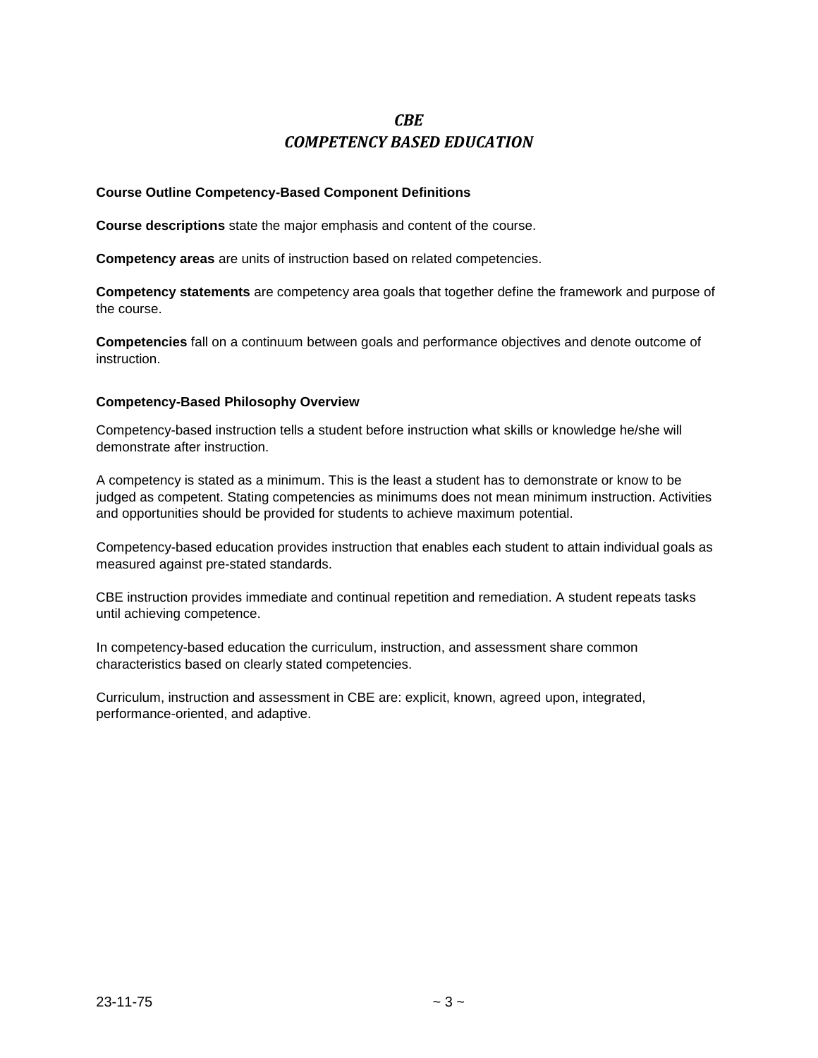# *CBE*
# *COMPETENCY BASED EDUCATION*

**Course Outline Competency-Based Component Definitions**

**Course descriptions** state the major emphasis and content of the course.

**Competency areas** are units of instruction based on related competencies.

**Competency statements** are competency area goals that together define the framework and purpose of the course.

**Competencies** fall on a continuum between goals and performance objectives and denote outcome of instruction.

**Competency-Based Philosophy Overview**

Competency-based instruction tells a student before instruction what skills or knowledge he/she will demonstrate after instruction.

A competency is stated as a minimum. This is the least a student has to demonstrate or know to be judged as competent. Stating competencies as minimums does not mean minimum instruction. Activities and opportunities should be provided for students to achieve maximum potential.

Competency-based education provides instruction that enables each student to attain individual goals as measured against pre-stated standards.

CBE instruction provides immediate and continual repetition and remediation. A student repeats tasks until achieving competence.

In competency-based education the curriculum, instruction, and assessment share common characteristics based on clearly stated competencies.

Curriculum, instruction and assessment in CBE are: explicit, known, agreed upon, integrated, performance-oriented, and adaptive.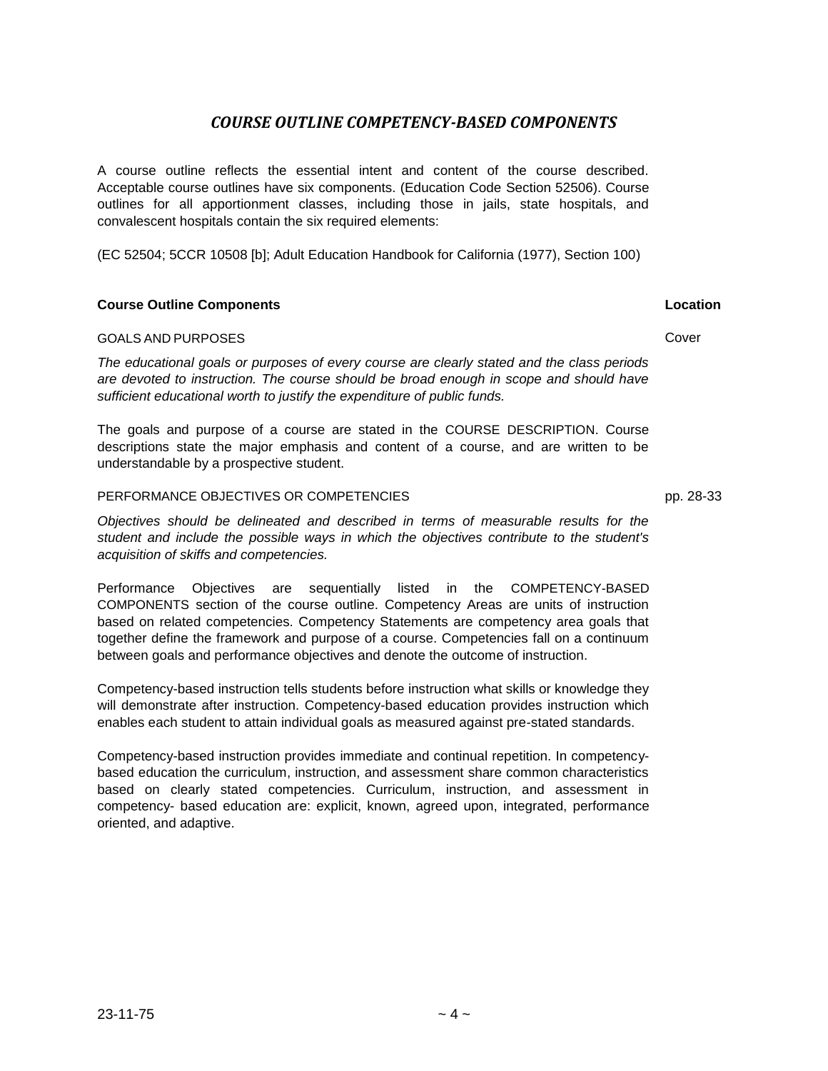# *COURSE OUTLINE COMPETENCY-BASED COMPONENTS*

A course outline reflects the essential intent and content of the course described. Acceptable course outlines have six components. (Education Code Section 52506). Course outlines for all apportionment classes, including those in jails, state hospitals, and convalescent hospitals contain the six required elements:

(EC 52504; 5CCR 10508 [b]; Adult Education Handbook for California (1977), Section 100)

| **Course Outline Components** | **Location** |
|---|---|
| GOALS AND PURPOSES | Cover |

*The educational goals or purposes of every course are clearly stated and the class periods are devoted to instruction. The course should be broad enough in scope and should have sufficient educational worth to justify the expenditure of public funds.*

The goals and purpose of a course are stated in the COURSE DESCRIPTION. Course descriptions state the major emphasis and content of a course, and are written to be understandable by a prospective student.

| | |
|---|---|
| PERFORMANCE OBJECTIVES OR COMPETENCIES | pp. 28-33 |

*Objectives should be delineated and described in terms of measurable results for the student and include the possible ways in which the objectives contribute to the student's acquisition of skiffs and competencies.*

Performance Objectives are sequentially listed in the COMPETENCY-BASED COMPONENTS section of the course outline. Competency Areas are units of instruction based on related competencies. Competency Statements are competency area goals that together define the framework and purpose of a course. Competencies fall on a continuum between goals and performance objectives and denote the outcome of instruction.

Competency-based instruction tells students before instruction what skills or knowledge they will demonstrate after instruction. Competency-based education provides instruction which enables each student to attain individual goals as measured against pre-stated standards.

Competency-based instruction provides immediate and continual repetition. In competency-based education the curriculum, instruction, and assessment share common characteristics based on clearly stated competencies. Curriculum, instruction, and assessment in competency- based education are: explicit, known, agreed upon, integrated, performance oriented, and adaptive.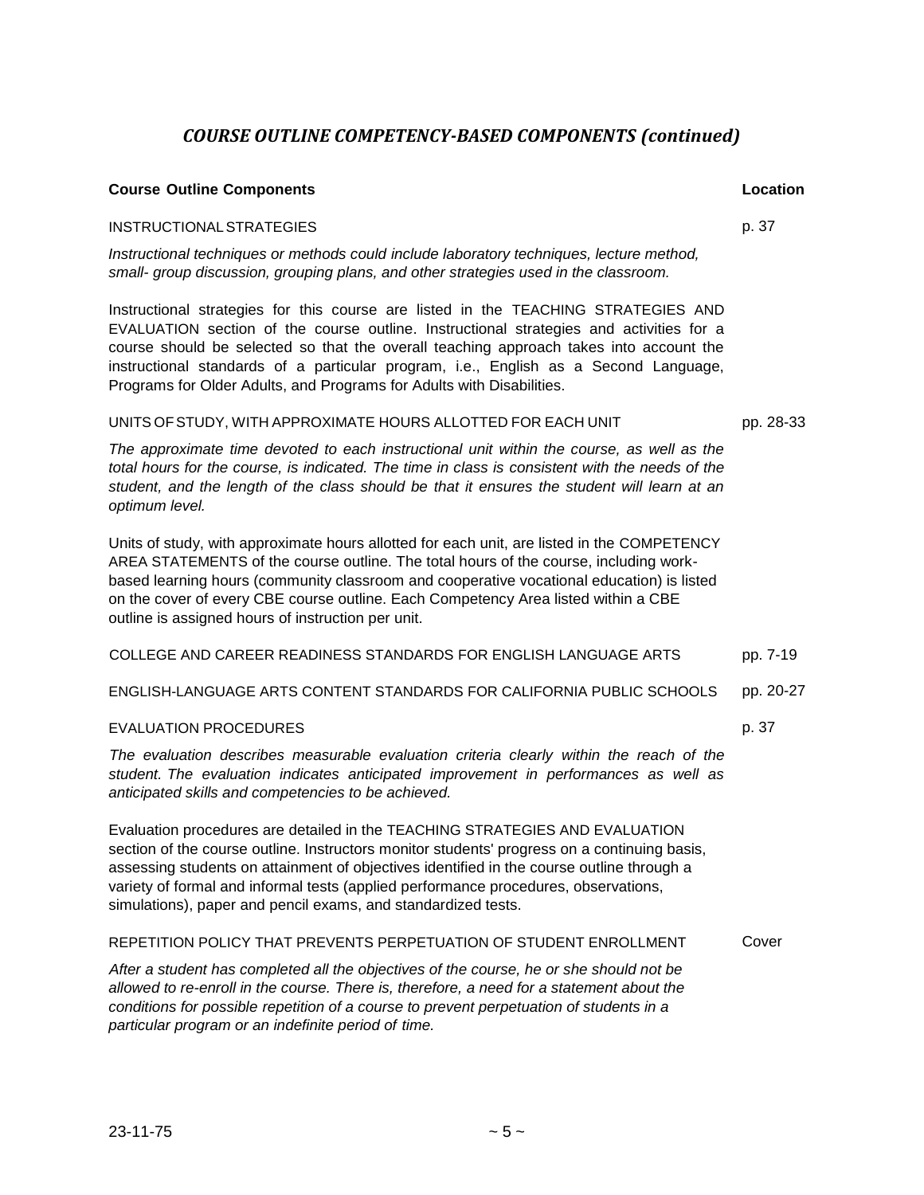## *COURSE OUTLINE COMPETENCY-BASED COMPONENTS (continued)*

| Course Outline Components | Location |
|---|---|
| INSTRUCTIONAL STRATEGIES | p. 37 |
| UNITS OF STUDY, WITH APPROXIMATE HOURS ALLOTTED FOR EACH UNIT | pp. 28-33 |
| COLLEGE AND CAREER READINESS STANDARDS FOR ENGLISH LANGUAGE ARTS | pp. 7-19 |
| ENGLISH-LANGUAGE ARTS CONTENT STANDARDS FOR CALIFORNIA PUBLIC SCHOOLS | pp. 20-27 |
| EVALUATION PROCEDURES | p. 37 |
| REPETITION POLICY THAT PREVENTS PERPETUATION OF STUDENT ENROLLMENT | Cover |

**INSTRUCTIONAL STRATEGIES** — p. 37

*Instructional techniques or methods could include laboratory techniques, lecture method, small- group discussion, grouping plans, and other strategies used in the classroom.*

Instructional strategies for this course are listed in the TEACHING STRATEGIES AND EVALUATION section of the course outline. Instructional strategies and activities for a course should be selected so that the overall teaching approach takes into account the instructional standards of a particular program, i.e., English as a Second Language, Programs for Older Adults, and Programs for Adults with Disabilities.

**UNITS OF STUDY, WITH APPROXIMATE HOURS ALLOTTED FOR EACH UNIT** — pp. 28-33

*The approximate time devoted to each instructional unit within the course, as well as the total hours for the course, is indicated. The time in class is consistent with the needs of the student, and the length of the class should be that it ensures the student will learn at an optimum level.*

Units of study, with approximate hours allotted for each unit, are listed in the COMPETENCY AREA STATEMENTS of the course outline. The total hours of the course, including work-based learning hours (community classroom and cooperative vocational education) is listed on the cover of every CBE course outline. Each Competency Area listed within a CBE outline is assigned hours of instruction per unit.

**COLLEGE AND CAREER READINESS STANDARDS FOR ENGLISH LANGUAGE ARTS** — pp. 7-19

**ENGLISH-LANGUAGE ARTS CONTENT STANDARDS FOR CALIFORNIA PUBLIC SCHOOLS** — pp. 20-27

**EVALUATION PROCEDURES** — p. 37

*The evaluation describes measurable evaluation criteria clearly within the reach of the student. The evaluation indicates anticipated improvement in performances as well as anticipated skills and competencies to be achieved.*

Evaluation procedures are detailed in the TEACHING STRATEGIES AND EVALUATION section of the course outline. Instructors monitor students' progress on a continuing basis, assessing students on attainment of objectives identified in the course outline through a variety of formal and informal tests (applied performance procedures, observations, simulations), paper and pencil exams, and standardized tests.

**REPETITION POLICY THAT PREVENTS PERPETUATION OF STUDENT ENROLLMENT** — Cover

*After a student has completed all the objectives of the course, he or she should not be allowed to re-enroll in the course. There is, therefore, a need for a statement about the conditions for possible repetition of a course to prevent perpetuation of students in a particular program or an indefinite period of time.*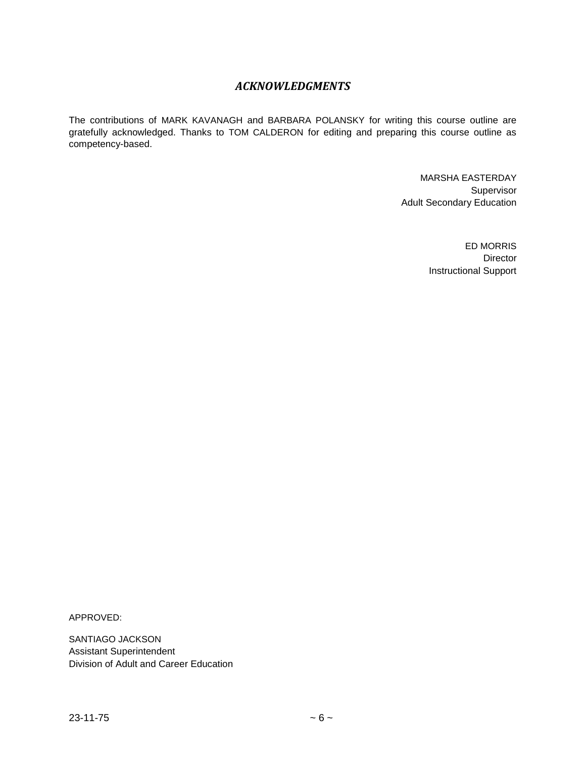## *ACKNOWLEDGMENTS*

The contributions of MARK KAVANAGH and BARBARA POLANSKY for writing this course outline are gratefully acknowledged. Thanks to TOM CALDERON for editing and preparing this course outline as competency-based.

MARSHA EASTERDAY
Supervisor
Adult Secondary Education

ED MORRIS
Director
Instructional Support

APPROVED:

SANTIAGO JACKSON
Assistant Superintendent
Division of Adult and Career Education

23-11-75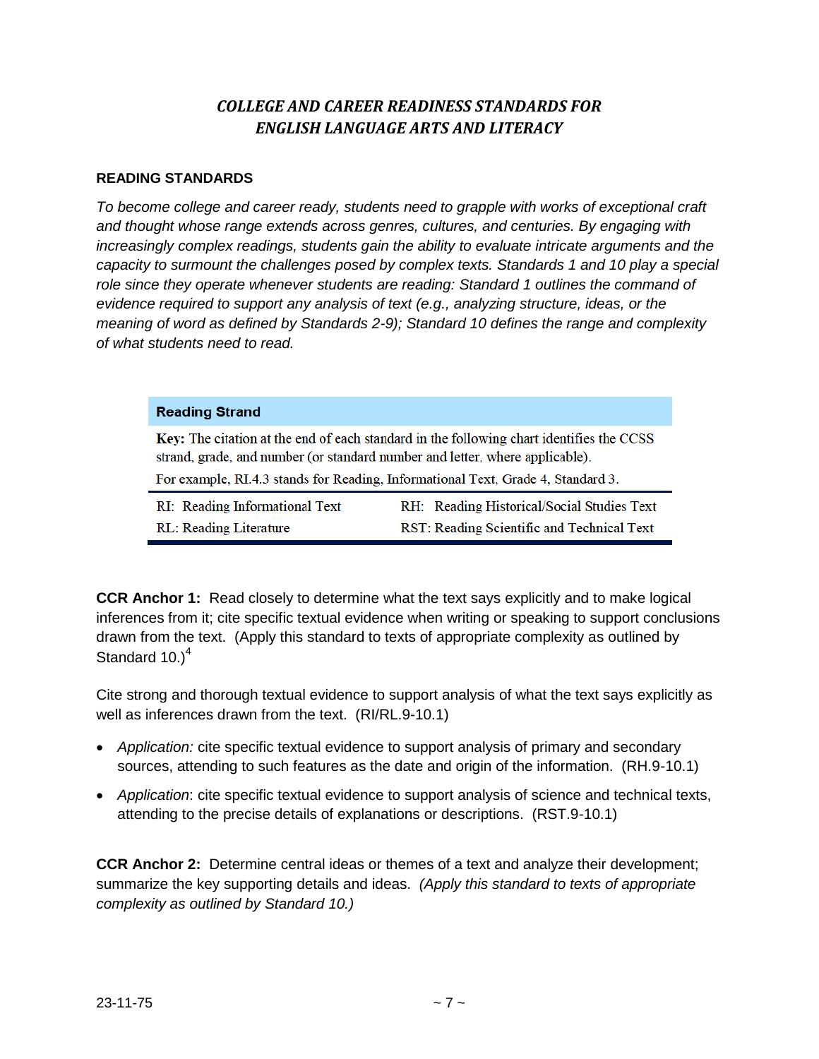*COLLEGE AND CAREER READINESS STANDARDS FOR ENGLISH LANGUAGE ARTS AND LITERACY*

## READING STANDARDS

*To become college and career ready, students need to grapple with works of exceptional craft and thought whose range extends across genres, cultures, and centuries. By engaging with increasingly complex readings, students gain the ability to evaluate intricate arguments and the capacity to surmount the challenges posed by complex texts. Standards 1 and 10 play a special role since they operate whenever students are reading: Standard 1 outlines the command of evidence required to support any analysis of text (e.g., analyzing structure, ideas, or the meaning of word as defined by Standards 2-9); Standard 10 defines the range and complexity of what students need to read.*

| **Reading Strand** | |
|---|---|
| **Key:** The citation at the end of each standard in the following chart identifies the CCSS strand, grade, and number (or standard number and letter, where applicable). For example, RI.4.3 stands for Reading, Informational Text, Grade 4, Standard 3. | |
| RI: Reading Informational Text | RH: Reading Historical/Social Studies Text |
| RL: Reading Literature | RST: Reading Scientific and Technical Text |

**CCR Anchor 1:** Read closely to determine what the text says explicitly and to make logical inferences from it; cite specific textual evidence when writing or speaking to support conclusions drawn from the text. (Apply this standard to texts of appropriate complexity as outlined by Standard 10.)[4]

Cite strong and thorough textual evidence to support analysis of what the text says explicitly as well as inferences drawn from the text. (RI/RL.9-10.1)

- *Application:* cite specific textual evidence to support analysis of primary and secondary sources, attending to such features as the date and origin of the information. (RH.9-10.1)
- *Application*: cite specific textual evidence to support analysis of science and technical texts, attending to the precise details of explanations or descriptions. (RST.9-10.1)

**CCR Anchor 2:** Determine central ideas or themes of a text and analyze their development; summarize the key supporting details and ideas. *(Apply this standard to texts of appropriate complexity as outlined by Standard 10.)*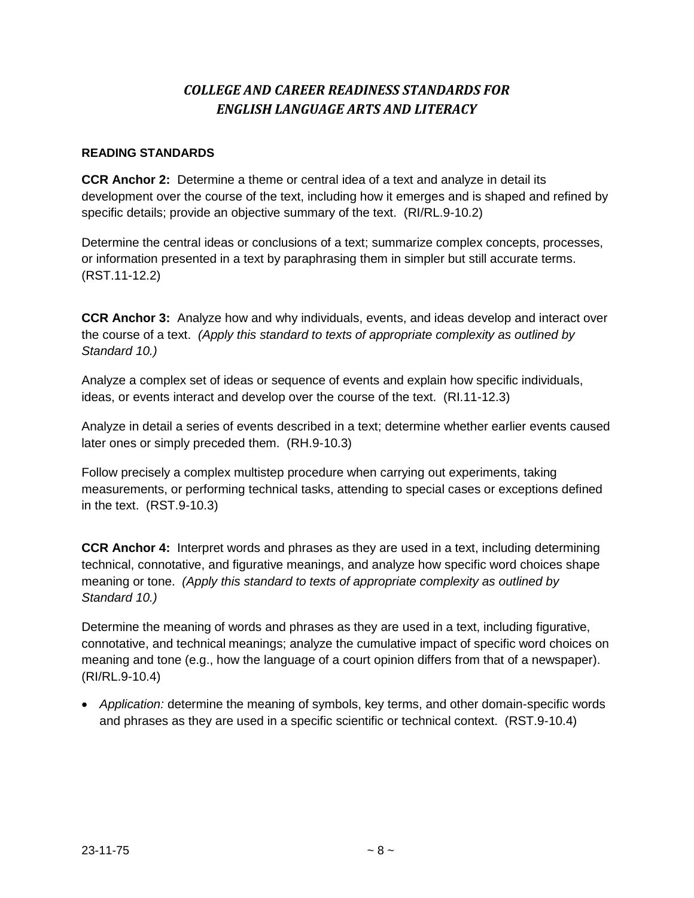## *COLLEGE AND CAREER READINESS STANDARDS FOR ENGLISH LANGUAGE ARTS AND LITERACY*

**READING STANDARDS**

**CCR Anchor 2:** Determine a theme or central idea of a text and analyze in detail its development over the course of the text, including how it emerges and is shaped and refined by specific details; provide an objective summary of the text. (RI/RL.9-10.2)

Determine the central ideas or conclusions of a text; summarize complex concepts, processes, or information presented in a text by paraphrasing them in simpler but still accurate terms. (RST.11-12.2)

**CCR Anchor 3:** Analyze how and why individuals, events, and ideas develop and interact over the course of a text. *(Apply this standard to texts of appropriate complexity as outlined by Standard 10.)*

Analyze a complex set of ideas or sequence of events and explain how specific individuals, ideas, or events interact and develop over the course of the text. (RI.11-12.3)

Analyze in detail a series of events described in a text; determine whether earlier events caused later ones or simply preceded them. (RH.9-10.3)

Follow precisely a complex multistep procedure when carrying out experiments, taking measurements, or performing technical tasks, attending to special cases or exceptions defined in the text. (RST.9-10.3)

**CCR Anchor 4:** Interpret words and phrases as they are used in a text, including determining technical, connotative, and figurative meanings, and analyze how specific word choices shape meaning or tone. *(Apply this standard to texts of appropriate complexity as outlined by Standard 10.)*

Determine the meaning of words and phrases as they are used in a text, including figurative, connotative, and technical meanings; analyze the cumulative impact of specific word choices on meaning and tone (e.g., how the language of a court opinion differs from that of a newspaper). (RI/RL.9-10.4)

- *Application:* determine the meaning of symbols, key terms, and other domain-specific words and phrases as they are used in a specific scientific or technical context. (RST.9-10.4)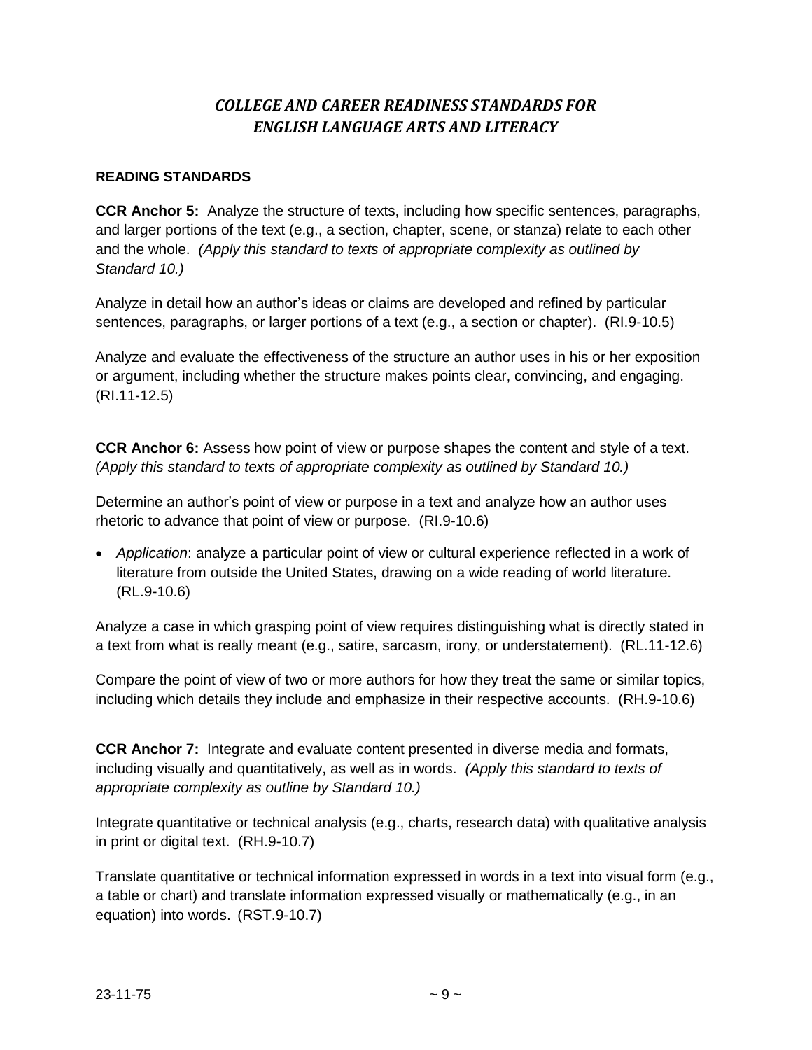## *COLLEGE AND CAREER READINESS STANDARDS FOR ENGLISH LANGUAGE ARTS AND LITERACY*

**READING STANDARDS**

**CCR Anchor 5:** Analyze the structure of texts, including how specific sentences, paragraphs, and larger portions of the text (e.g., a section, chapter, scene, or stanza) relate to each other and the whole. *(Apply this standard to texts of appropriate complexity as outlined by Standard 10.)*

Analyze in detail how an author's ideas or claims are developed and refined by particular sentences, paragraphs, or larger portions of a text (e.g., a section or chapter). (RI.9-10.5)

Analyze and evaluate the effectiveness of the structure an author uses in his or her exposition or argument, including whether the structure makes points clear, convincing, and engaging. (RI.11-12.5)

**CCR Anchor 6:** Assess how point of view or purpose shapes the content and style of a text. *(Apply this standard to texts of appropriate complexity as outlined by Standard 10.)*

Determine an author's point of view or purpose in a text and analyze how an author uses rhetoric to advance that point of view or purpose. (RI.9-10.6)

- *Application*: analyze a particular point of view or cultural experience reflected in a work of literature from outside the United States, drawing on a wide reading of world literature. (RL.9-10.6)

Analyze a case in which grasping point of view requires distinguishing what is directly stated in a text from what is really meant (e.g., satire, sarcasm, irony, or understatement). (RL.11-12.6)

Compare the point of view of two or more authors for how they treat the same or similar topics, including which details they include and emphasize in their respective accounts. (RH.9-10.6)

**CCR Anchor 7:** Integrate and evaluate content presented in diverse media and formats, including visually and quantitatively, as well as in words. *(Apply this standard to texts of appropriate complexity as outline by Standard 10.)*

Integrate quantitative or technical analysis (e.g., charts, research data) with qualitative analysis in print or digital text. (RH.9-10.7)

Translate quantitative or technical information expressed in words in a text into visual form (e.g., a table or chart) and translate information expressed visually or mathematically (e.g., in an equation) into words. (RST.9-10.7)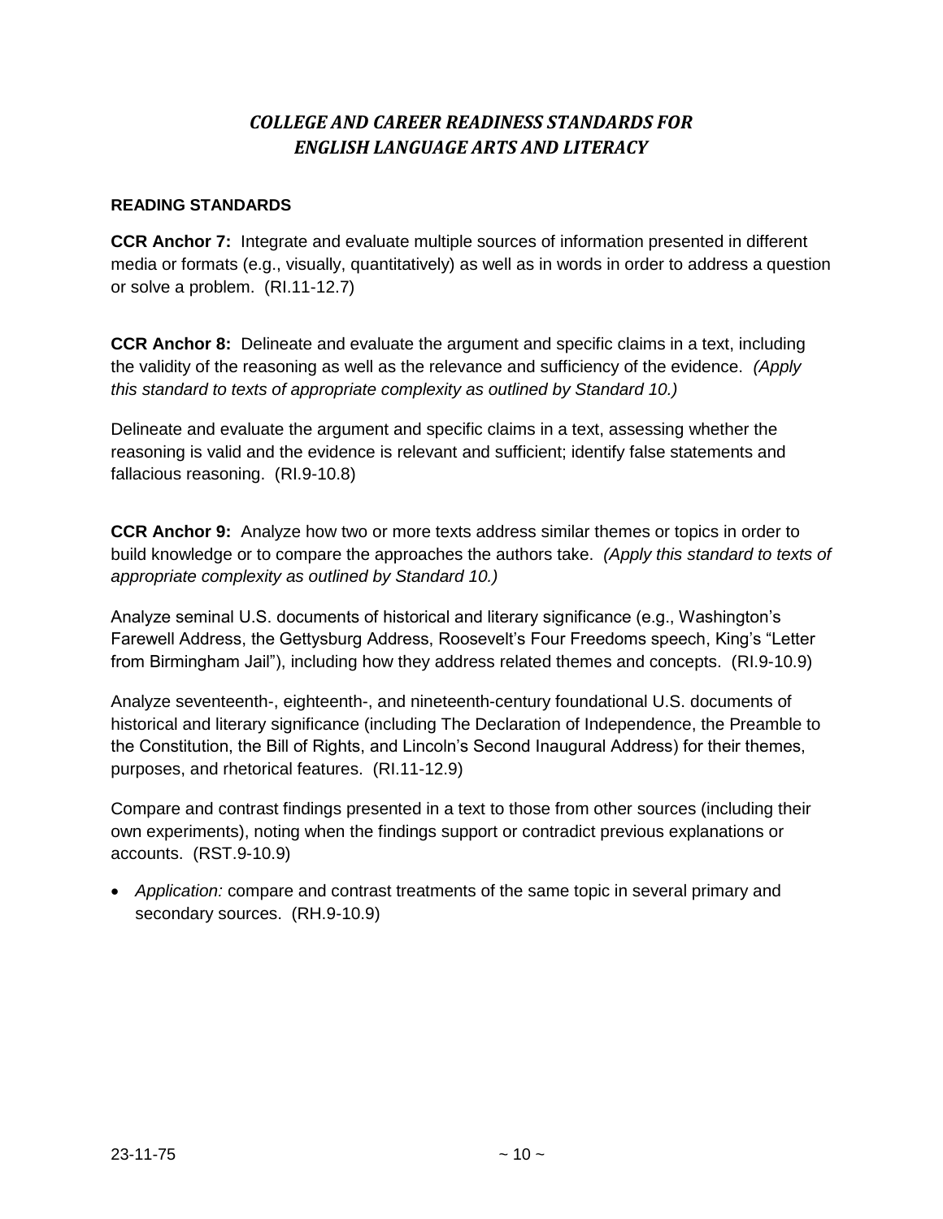## *COLLEGE AND CAREER READINESS STANDARDS FOR ENGLISH LANGUAGE ARTS AND LITERACY*

### READING STANDARDS

**CCR Anchor 7:** Integrate and evaluate multiple sources of information presented in different media or formats (e.g., visually, quantitatively) as well as in words in order to address a question or solve a problem. (RI.11-12.7)

**CCR Anchor 8:** Delineate and evaluate the argument and specific claims in a text, including the validity of the reasoning as well as the relevance and sufficiency of the evidence. *(Apply this standard to texts of appropriate complexity as outlined by Standard 10.)*

Delineate and evaluate the argument and specific claims in a text, assessing whether the reasoning is valid and the evidence is relevant and sufficient; identify false statements and fallacious reasoning. (RI.9-10.8)

**CCR Anchor 9:** Analyze how two or more texts address similar themes or topics in order to build knowledge or to compare the approaches the authors take. *(Apply this standard to texts of appropriate complexity as outlined by Standard 10.)*

Analyze seminal U.S. documents of historical and literary significance (e.g., Washington's Farewell Address, the Gettysburg Address, Roosevelt's Four Freedoms speech, King's "Letter from Birmingham Jail"), including how they address related themes and concepts. (RI.9-10.9)

Analyze seventeenth-, eighteenth-, and nineteenth-century foundational U.S. documents of historical and literary significance (including The Declaration of Independence, the Preamble to the Constitution, the Bill of Rights, and Lincoln's Second Inaugural Address) for their themes, purposes, and rhetorical features. (RI.11-12.9)

Compare and contrast findings presented in a text to those from other sources (including their own experiments), noting when the findings support or contradict previous explanations or accounts. (RST.9-10.9)

- *Application:* compare and contrast treatments of the same topic in several primary and secondary sources. (RH.9-10.9)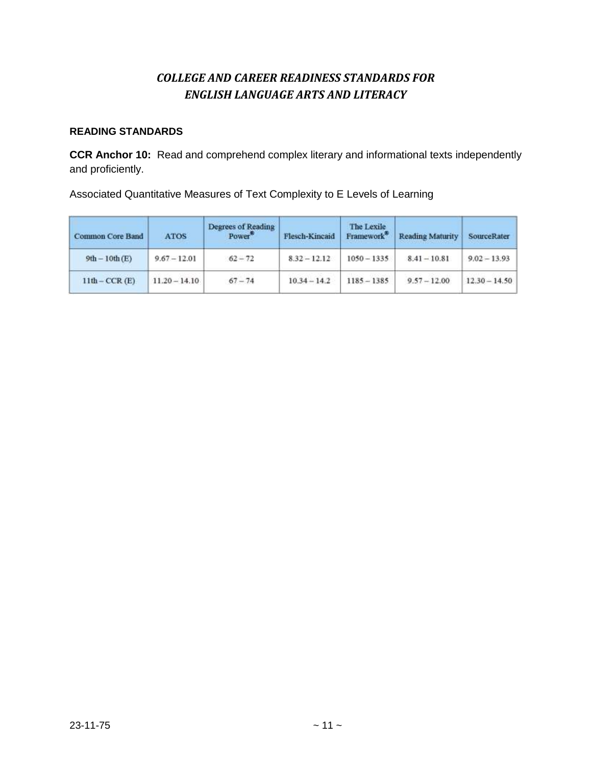# *COLLEGE AND CAREER READINESS STANDARDS FOR ENGLISH LANGUAGE ARTS AND LITERACY*

**READING STANDARDS**

**CCR Anchor 10:** Read and comprehend complex literary and informational texts independently and proficiently.

Associated Quantitative Measures of Text Complexity to E Levels of Learning

| Common Core Band | ATOS | Degrees of Reading Power® | Flesch-Kincaid | The Lexile Framework® | Reading Maturity | SourceRater |
|---|---|---|---|---|---|---|
| 9th – 10th (E) | 9.67 – 12.01 | 62 – 72 | 8.32 – 12.12 | 1050 – 1335 | 8.41 – 10.81 | 9.02 – 13.93 |
| 11th – CCR (E) | 11.20 – 14.10 | 67 – 74 | 10.34 – 14.2 | 1185 – 1385 | 9.57 – 12.00 | 12.30 – 14.50 |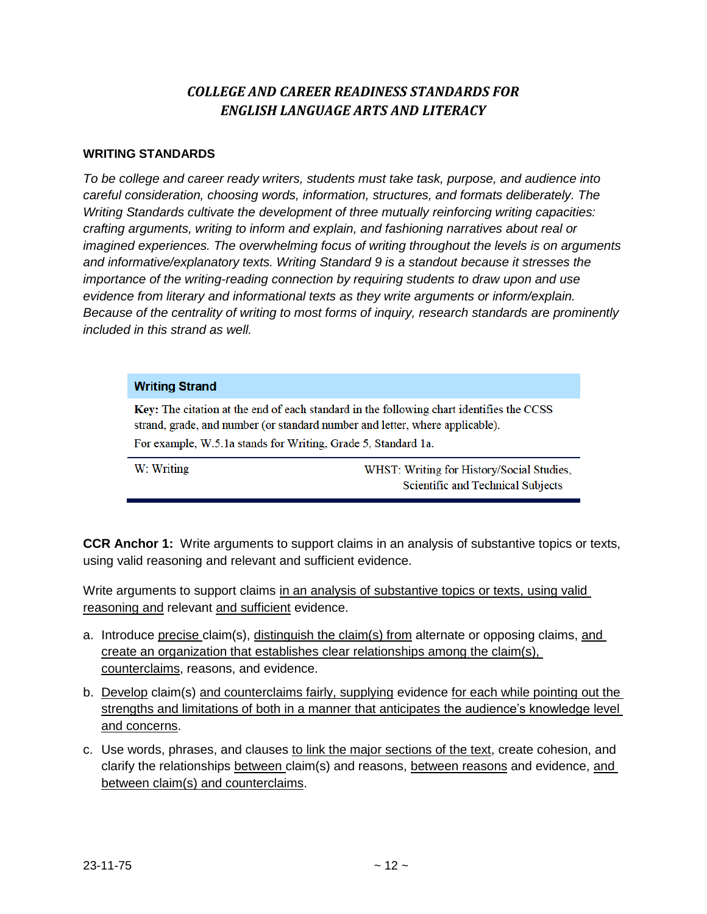## *COLLEGE AND CAREER READINESS STANDARDS FOR ENGLISH LANGUAGE ARTS AND LITERACY*

### WRITING STANDARDS

*To be college and career ready writers, students must take task, purpose, and audience into careful consideration, choosing words, information, structures, and formats deliberately. The Writing Standards cultivate the development of three mutually reinforcing writing capacities: crafting arguments, writing to inform and explain, and fashioning narratives about real or imagined experiences. The overwhelming focus of writing throughout the levels is on arguments and informative/explanatory texts. Writing Standard 9 is a standout because it stresses the importance of the writing-reading connection by requiring students to draw upon and use evidence from literary and informational texts as they write arguments or inform/explain. Because of the centrality of writing to most forms of inquiry, research standards are prominently included in this strand as well.*

| Writing Strand | |
|---|---|
| **Key:** The citation at the end of each standard in the following chart identifies the CCSS strand, grade, and number (or standard number and letter, where applicable). For example, W.5.1a stands for Writing, Grade 5, Standard 1a. | |
| W: Writing | WHST: Writing for History/Social Studies, Scientific and Technical Subjects |

**CCR Anchor 1:** Write arguments to support claims in an analysis of substantive topics or texts, using valid reasoning and relevant and sufficient evidence.

Write arguments to support claims <u>in an analysis of substantive topics or texts, using valid reasoning and</u> relevant <u>and sufficient</u> evidence.

a. Introduce <u>precise</u> claim(s), <u>distinguish the claim(s) from</u> alternate or opposing claims, <u>and create an organization that establishes clear relationships among the claim(s), counterclaims</u>, reasons, and evidence.

b. <u>Develop</u> claim(s) <u>and counterclaims fairly, supplying</u> evidence <u>for each while pointing out the strengths and limitations of both in a manner that anticipates the audience's knowledge level and concerns</u>.

c. Use words, phrases, and clauses <u>to link the major sections of the text</u>, create cohesion, and clarify the relationships <u>between</u> claim(s) and reasons, <u>between reasons</u> and evidence, <u>and between claim(s) and counterclaims</u>.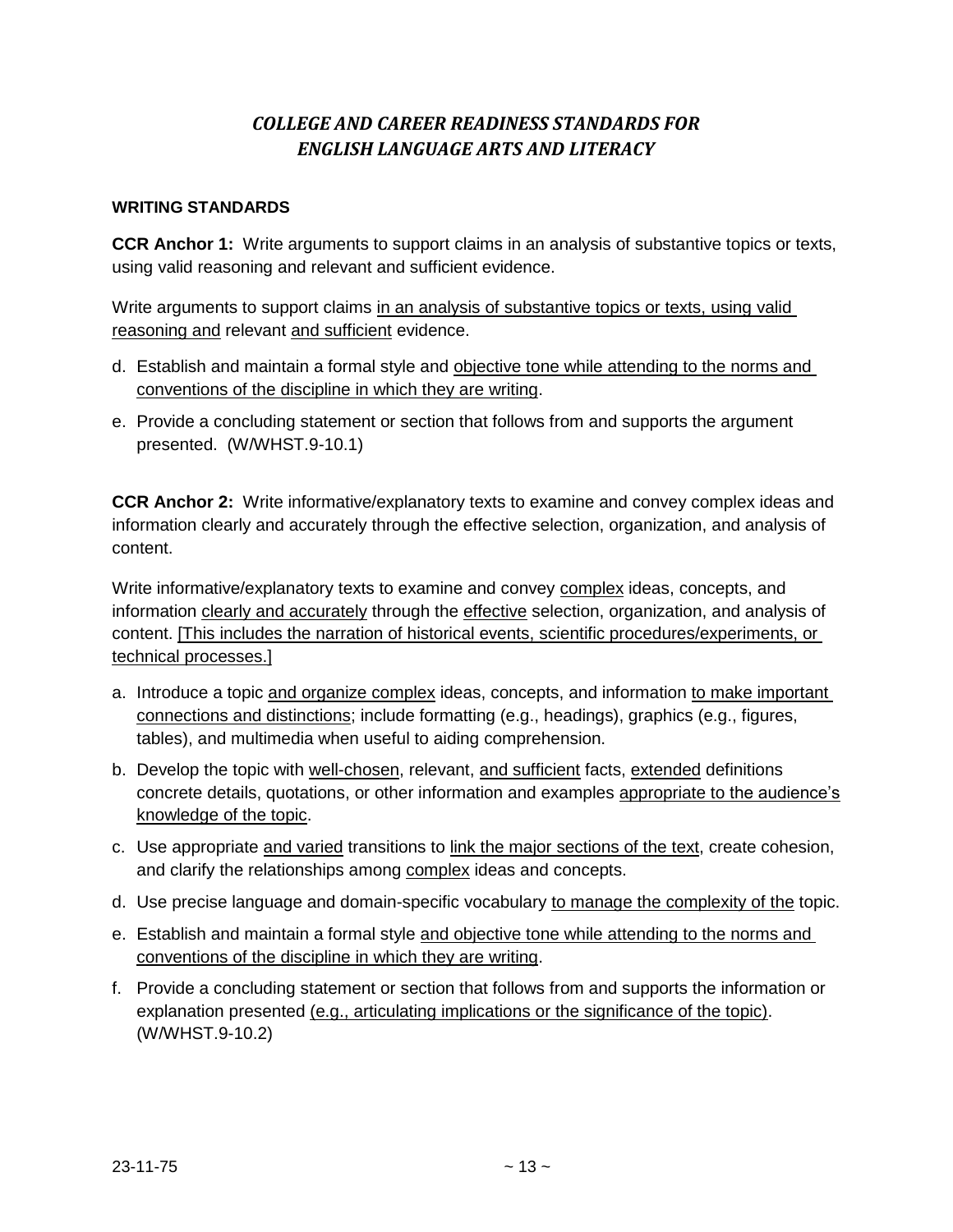# *COLLEGE AND CAREER READINESS STANDARDS FOR ENGLISH LANGUAGE ARTS AND LITERACY*

**WRITING STANDARDS**

**CCR Anchor 1:** Write arguments to support claims in an analysis of substantive topics or texts, using valid reasoning and relevant and sufficient evidence.

Write arguments to support claims <u>in an analysis of substantive topics or texts, using valid reasoning and</u> relevant <u>and sufficient</u> evidence.

d. Establish and maintain a formal style and <u>objective tone while attending to the norms and conventions of the discipline in which they are writing</u>.

e. Provide a concluding statement or section that follows from and supports the argument presented. (W/WHST.9-10.1)

**CCR Anchor 2:** Write informative/explanatory texts to examine and convey complex ideas and information clearly and accurately through the effective selection, organization, and analysis of content.

Write informative/explanatory texts to examine and convey <u>complex</u> ideas, concepts, and information <u>clearly and accurately</u> through the <u>effective</u> selection, organization, and analysis of content. <u>[This includes the narration of historical events, scientific procedures/experiments, or technical processes.]</u>

a. Introduce a topic <u>and organize complex</u> ideas, concepts, and information <u>to make important connections and distinctions</u>; include formatting (e.g., headings), graphics (e.g., figures, tables), and multimedia when useful to aiding comprehension.

b. Develop the topic with <u>well-chosen</u>, relevant, <u>and sufficient</u> facts, <u>extended</u> definitions concrete details, quotations, or other information and examples <u>appropriate to the audience's knowledge of the topic</u>.

c. Use appropriate <u>and varied</u> transitions to <u>link the major sections of the text</u>, create cohesion, and clarify the relationships among <u>complex</u> ideas and concepts.

d. Use precise language and domain-specific vocabulary <u>to manage the complexity of the</u> topic.

e. Establish and maintain a formal style <u>and objective tone while attending to the norms and conventions of the discipline in which they are writing</u>.

f. Provide a concluding statement or section that follows from and supports the information or explanation presented <u>(e.g., articulating implications or the significance of the topic)</u>. (W/WHST.9-10.2)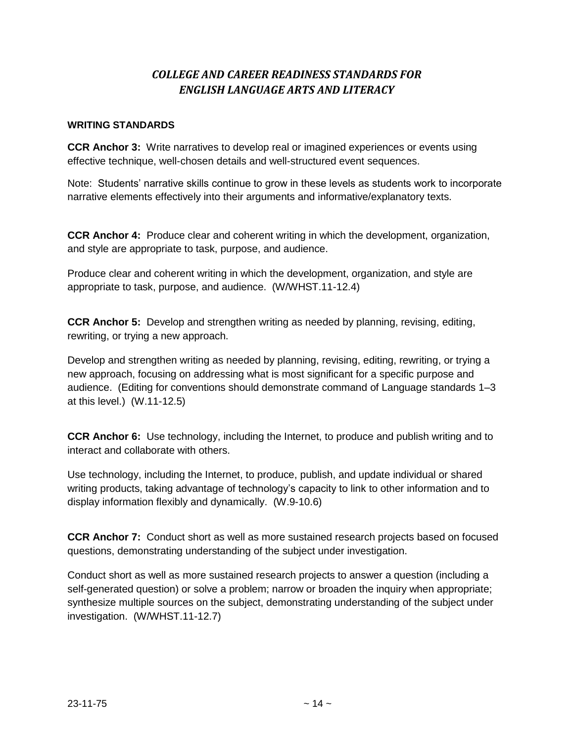# *COLLEGE AND CAREER READINESS STANDARDS FOR ENGLISH LANGUAGE ARTS AND LITERACY*

**WRITING STANDARDS**

**CCR Anchor 3:** Write narratives to develop real or imagined experiences or events using effective technique, well-chosen details and well-structured event sequences.

Note: Students' narrative skills continue to grow in these levels as students work to incorporate narrative elements effectively into their arguments and informative/explanatory texts.

**CCR Anchor 4:** Produce clear and coherent writing in which the development, organization, and style are appropriate to task, purpose, and audience.

Produce clear and coherent writing in which the development, organization, and style are appropriate to task, purpose, and audience. (W/WHST.11-12.4)

**CCR Anchor 5:** Develop and strengthen writing as needed by planning, revising, editing, rewriting, or trying a new approach.

Develop and strengthen writing as needed by planning, revising, editing, rewriting, or trying a new approach, focusing on addressing what is most significant for a specific purpose and audience. (Editing for conventions should demonstrate command of Language standards 1–3 at this level.) (W.11-12.5)

**CCR Anchor 6:** Use technology, including the Internet, to produce and publish writing and to interact and collaborate with others.

Use technology, including the Internet, to produce, publish, and update individual or shared writing products, taking advantage of technology's capacity to link to other information and to display information flexibly and dynamically. (W.9-10.6)

**CCR Anchor 7:** Conduct short as well as more sustained research projects based on focused questions, demonstrating understanding of the subject under investigation.

Conduct short as well as more sustained research projects to answer a question (including a self-generated question) or solve a problem; narrow or broaden the inquiry when appropriate; synthesize multiple sources on the subject, demonstrating understanding of the subject under investigation. (W/WHST.11-12.7)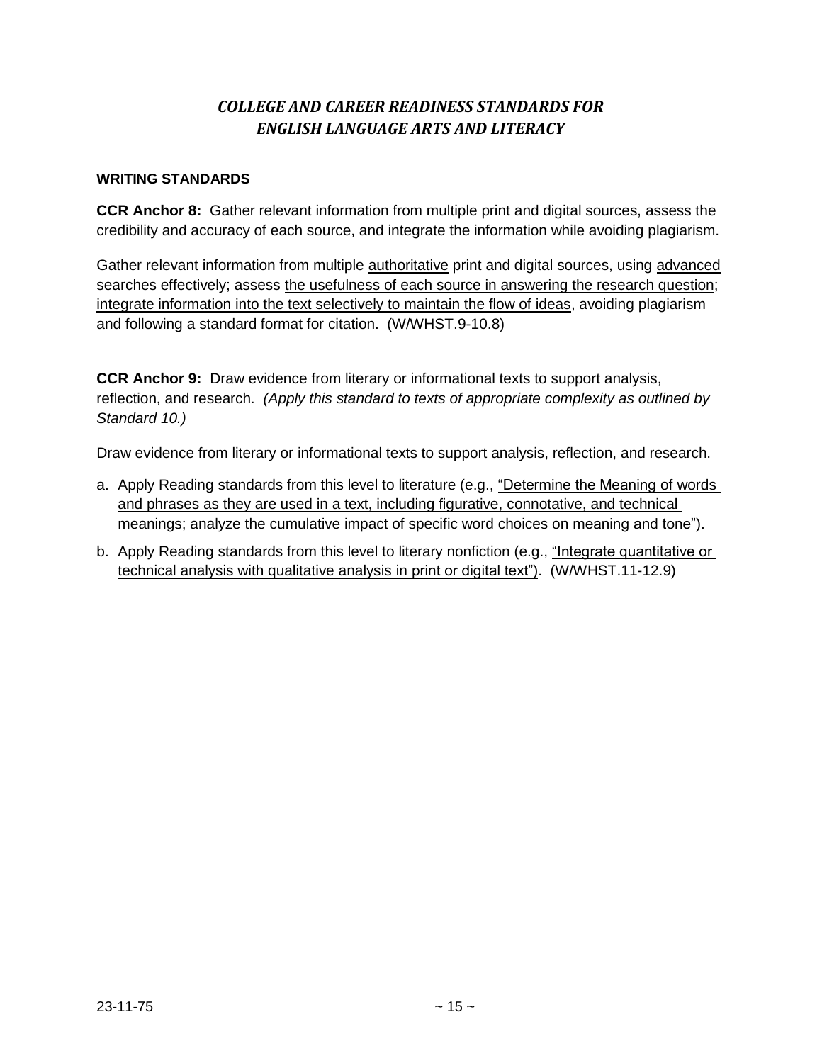# *COLLEGE AND CAREER READINESS STANDARDS FOR ENGLISH LANGUAGE ARTS AND LITERACY*

### WRITING STANDARDS

**CCR Anchor 8:** Gather relevant information from multiple print and digital sources, assess the credibility and accuracy of each source, and integrate the information while avoiding plagiarism.

Gather relevant information from multiple <u>authoritative</u> print and digital sources, using <u>advanced</u> searches effectively; assess <u>the usefulness of each source in answering the research question</u>; <u>integrate information into the text selectively to maintain the flow of ideas</u>, avoiding plagiarism and following a standard format for citation. (W/WHST.9-10.8)

**CCR Anchor 9:** Draw evidence from literary or informational texts to support analysis, reflection, and research. *(Apply this standard to texts of appropriate complexity as outlined by Standard 10.)*

Draw evidence from literary or informational texts to support analysis, reflection, and research.

a. Apply Reading standards from this level to literature (e.g., <u>"Determine the Meaning of words and phrases as they are used in a text, including figurative, connotative, and technical meanings; analyze the cumulative impact of specific word choices on meaning and tone")</u>.

b. Apply Reading standards from this level to literary nonfiction (e.g., <u>"Integrate quantitative or technical analysis with qualitative analysis in print or digital text")</u>. (W/WHST.11-12.9)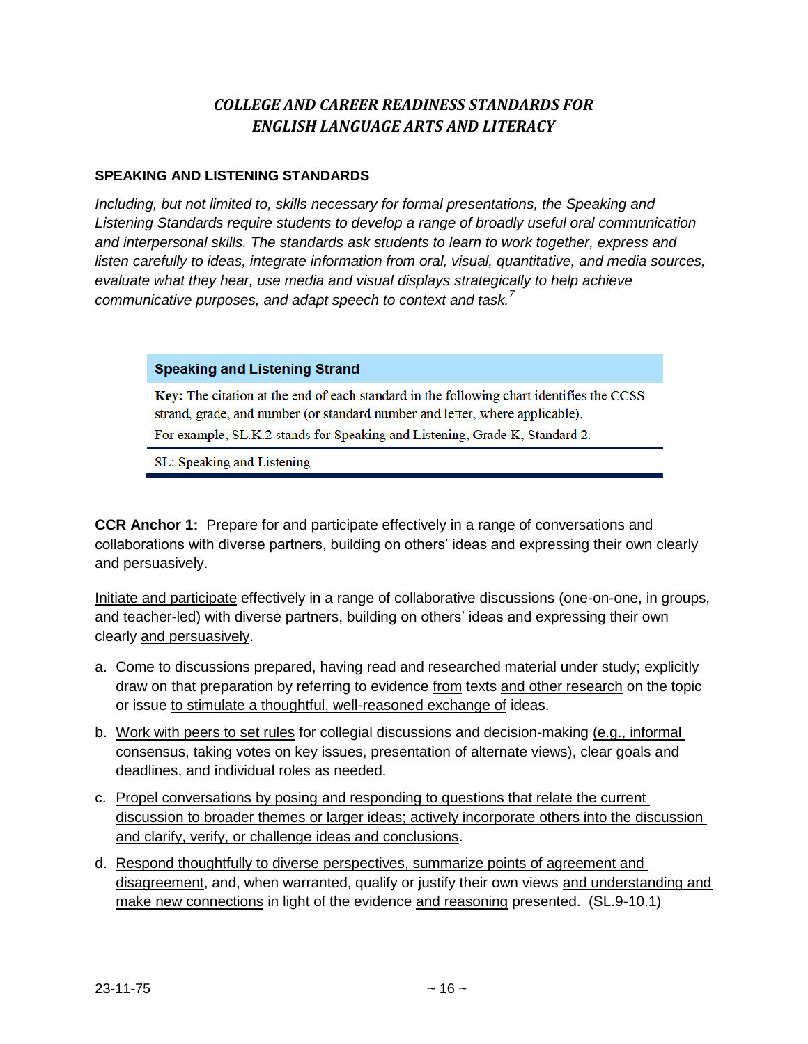## *COLLEGE AND CAREER READINESS STANDARDS FOR ENGLISH LANGUAGE ARTS AND LITERACY*

### SPEAKING AND LISTENING STANDARDS

*Including, but not limited to, skills necessary for formal presentations, the Speaking and Listening Standards require students to develop a range of broadly useful oral communication and interpersonal skills. The standards ask students to learn to work together, express and listen carefully to ideas, integrate information from oral, visual, quantitative, and media sources, evaluate what they hear, use media and visual displays strategically to help achieve communicative purposes, and adapt speech to context and task.*[7]

| **Speaking and Listening Strand** |
|---|
| **Key:** The citation at the end of each standard in the following chart identifies the CCSS strand, grade, and number (or standard number and letter, where applicable).<br>For example, SL.K.2 stands for Speaking and Listening, Grade K, Standard 2. |
| SL: Speaking and Listening |

**CCR Anchor 1:** Prepare for and participate effectively in a range of conversations and collaborations with diverse partners, building on others' ideas and expressing their own clearly and persuasively.

<u>Initiate and participate</u> effectively in a range of collaborative discussions (one-on-one, in groups, and teacher-led) with diverse partners, building on others' ideas and expressing their own clearly <u>and persuasively</u>.

a. Come to discussions prepared, having read and researched material under study; explicitly draw on that preparation by referring to evidence <u>from</u> texts <u>and other research</u> on the topic or issue <u>to stimulate a thoughtful, well-reasoned exchange of</u> ideas.

b. <u>Work with peers to set rules</u> for collegial discussions and decision-making <u>(e.g., informal consensus, taking votes on key issues, presentation of alternate views), clear</u> goals and deadlines, and individual roles as needed.

c. <u>Propel conversations by posing and responding to questions that relate the current discussion to broader themes or larger ideas; actively incorporate others into the discussion and clarify, verify, or challenge ideas and conclusions</u>.

d. <u>Respond thoughtfully to diverse perspectives, summarize points of agreement and disagreement</u>, and, when warranted, qualify or justify their own views <u>and understanding and make new connections</u> in light of the evidence <u>and reasoning</u> presented. (SL.9-10.1)

23-11-75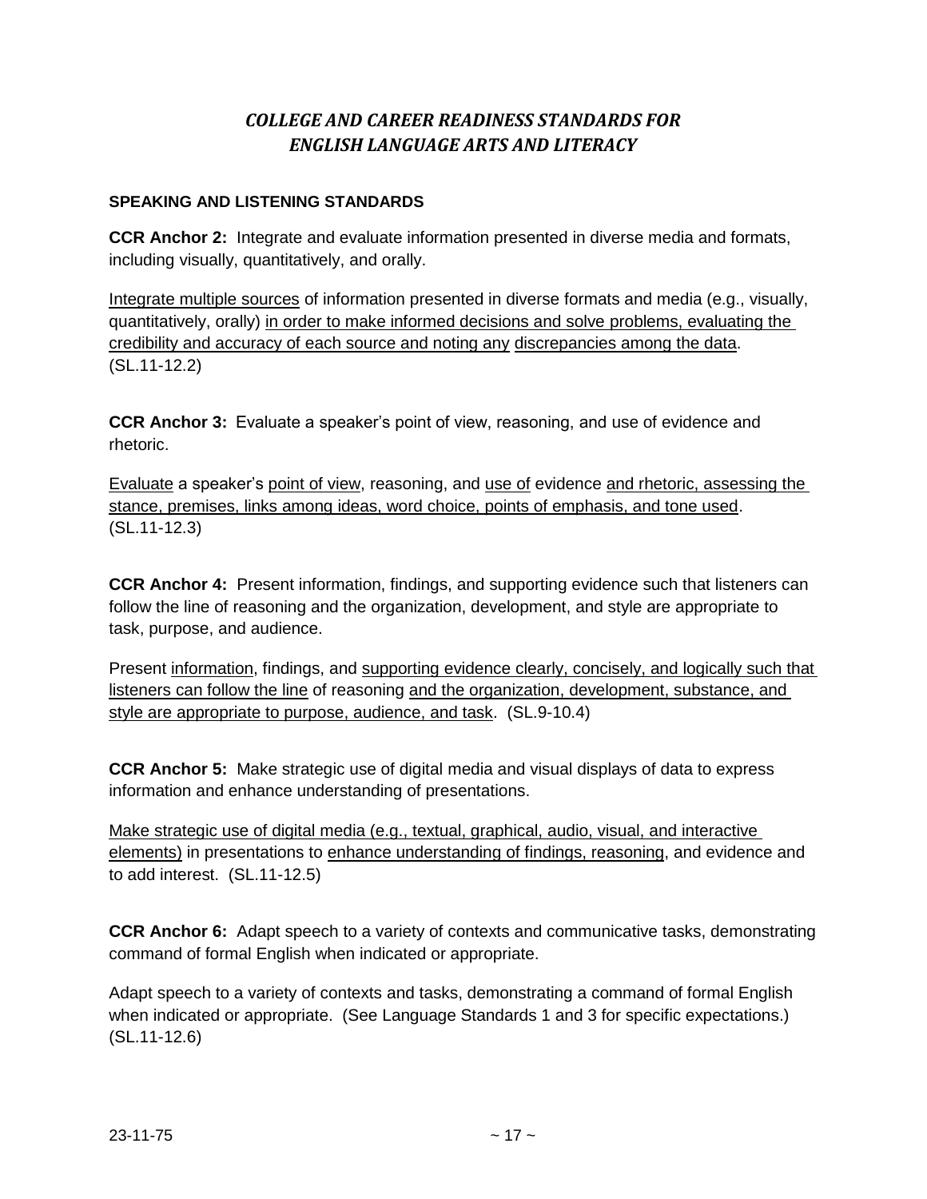# *COLLEGE AND CAREER READINESS STANDARDS FOR ENGLISH LANGUAGE ARTS AND LITERACY*

**SPEAKING AND LISTENING STANDARDS**

**CCR Anchor 2:** Integrate and evaluate information presented in diverse media and formats, including visually, quantitatively, and orally.

<u>Integrate multiple sources</u> of information presented in diverse formats and media (e.g., visually, quantitatively, orally) <u>in order to make informed decisions and solve problems, evaluating the credibility and accuracy of each source and noting any</u> <u>discrepancies among the data</u>. (SL.11-12.2)

**CCR Anchor 3:** Evaluate a speaker's point of view, reasoning, and use of evidence and rhetoric.

<u>Evaluate</u> a speaker's <u>point of view</u>, reasoning, and <u>use of</u> evidence <u>and rhetoric, assessing the stance, premises, links among ideas, word choice, points of emphasis, and tone used</u>. (SL.11-12.3)

**CCR Anchor 4:** Present information, findings, and supporting evidence such that listeners can follow the line of reasoning and the organization, development, and style are appropriate to task, purpose, and audience.

Present <u>information</u>, findings, and <u>supporting evidence clearly, concisely, and logically such that listeners can follow the line</u> of reasoning <u>and the organization, development, substance, and style are appropriate to purpose, audience, and task</u>. (SL.9-10.4)

**CCR Anchor 5:** Make strategic use of digital media and visual displays of data to express information and enhance understanding of presentations.

<u>Make strategic use of digital media (e.g., textual, graphical, audio, visual, and interactive elements)</u> in presentations to <u>enhance understanding of findings, reasoning</u>, and evidence and to add interest. (SL.11-12.5)

**CCR Anchor 6:** Adapt speech to a variety of contexts and communicative tasks, demonstrating command of formal English when indicated or appropriate.

Adapt speech to a variety of contexts and tasks, demonstrating a command of formal English when indicated or appropriate. (See Language Standards 1 and 3 for specific expectations.) (SL.11-12.6)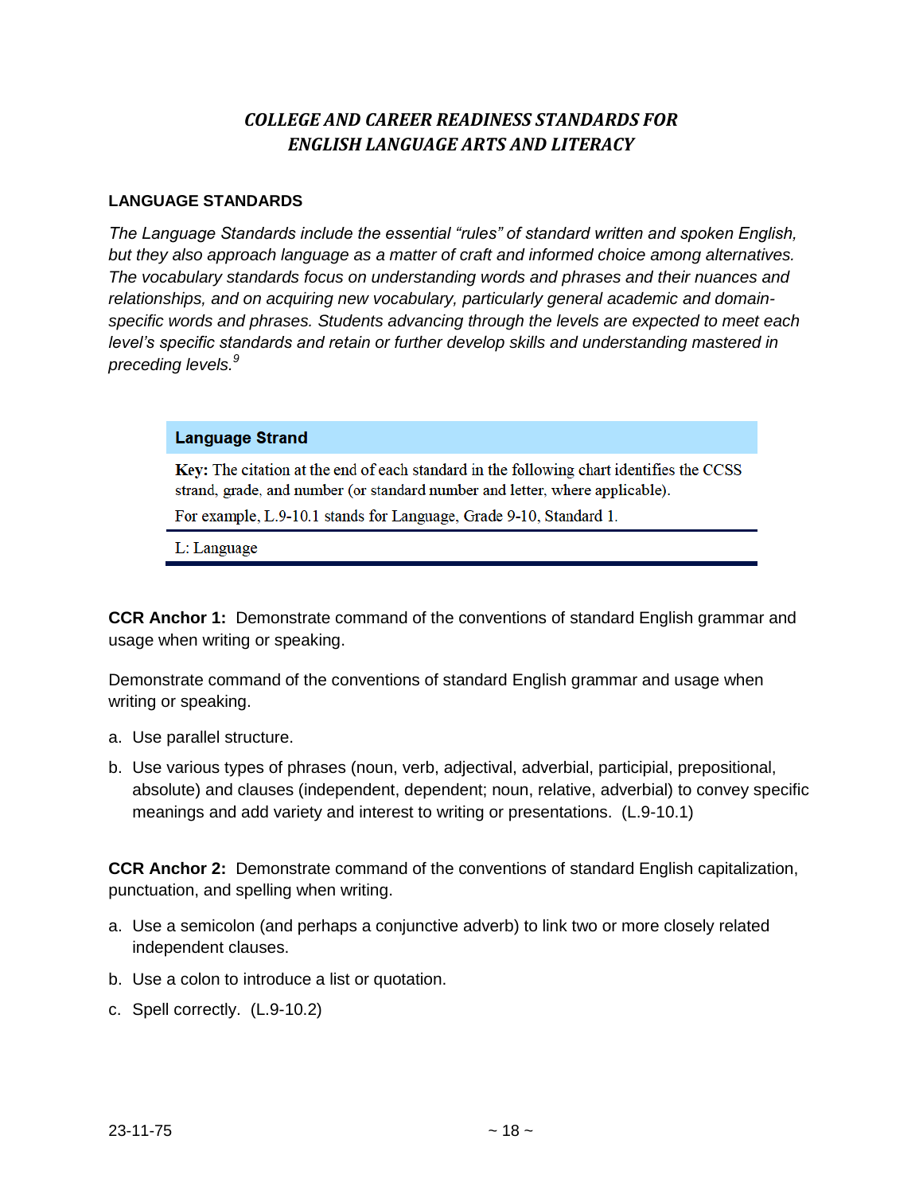## *COLLEGE AND CAREER READINESS STANDARDS FOR ENGLISH LANGUAGE ARTS AND LITERACY*

### LANGUAGE STANDARDS

*The Language Standards include the essential "rules" of standard written and spoken English, but they also approach language as a matter of craft and informed choice among alternatives. The vocabulary standards focus on understanding words and phrases and their nuances and relationships, and on acquiring new vocabulary, particularly general academic and domain-specific words and phrases. Students advancing through the levels are expected to meet each level's specific standards and retain or further develop skills and understanding mastered in preceding levels.*[9]

| Language Strand |
| --- |
| **Key:** The citation at the end of each standard in the following chart identifies the CCSS strand, grade, and number (or standard number and letter, where applicable). For example, L.9-10.1 stands for Language, Grade 9-10, Standard 1. |
| L: Language |

**CCR Anchor 1:** Demonstrate command of the conventions of standard English grammar and usage when writing or speaking.

Demonstrate command of the conventions of standard English grammar and usage when writing or speaking.

a. Use parallel structure.
b. Use various types of phrases (noun, verb, adjectival, adverbial, participial, prepositional, absolute) and clauses (independent, dependent; noun, relative, adverbial) to convey specific meanings and add variety and interest to writing or presentations. (L.9-10.1)

**CCR Anchor 2:** Demonstrate command of the conventions of standard English capitalization, punctuation, and spelling when writing.

a. Use a semicolon (and perhaps a conjunctive adverb) to link two or more closely related independent clauses.
b. Use a colon to introduce a list or quotation.
c. Spell correctly. (L.9-10.2)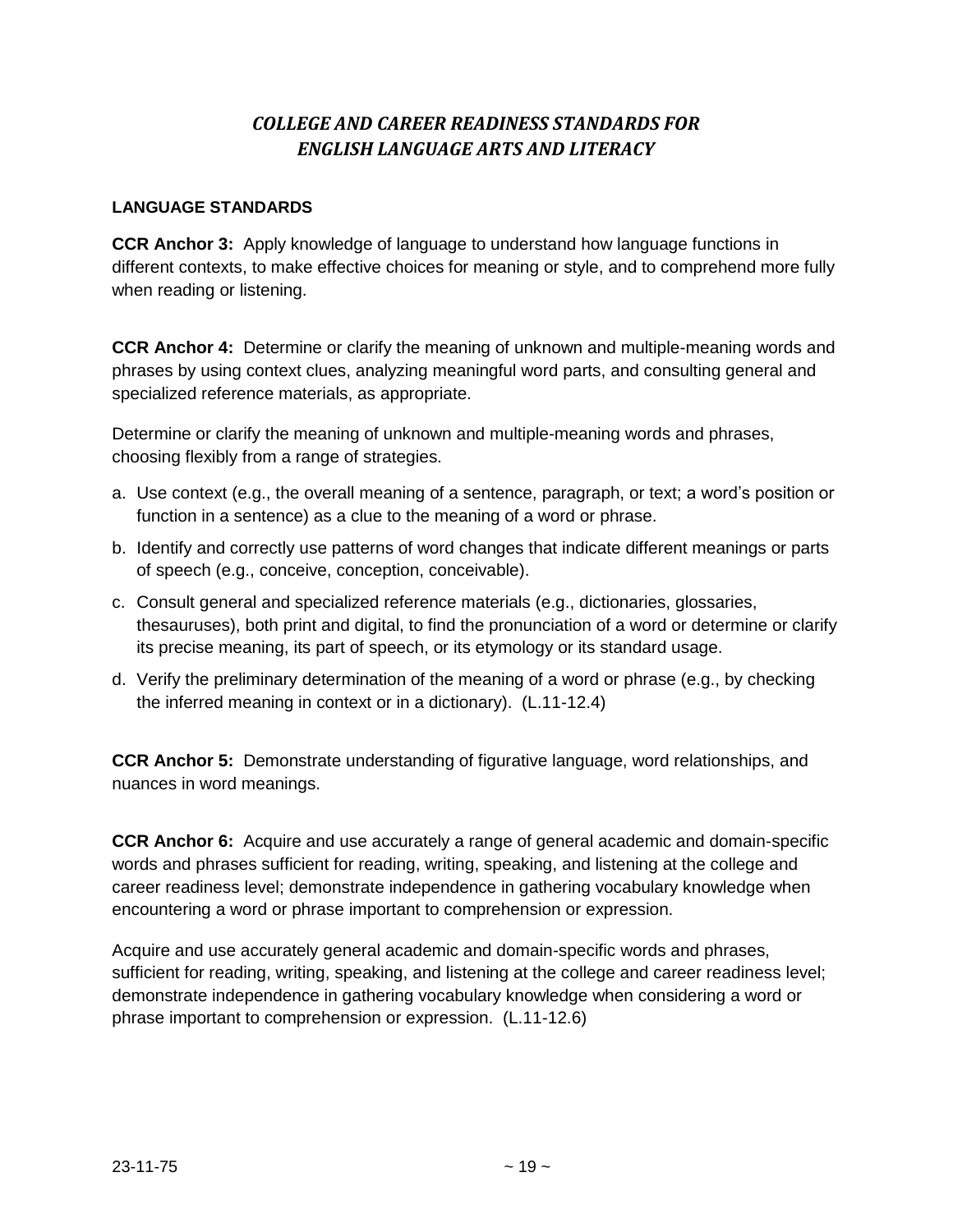## *COLLEGE AND CAREER READINESS STANDARDS FOR ENGLISH LANGUAGE ARTS AND LITERACY*

### LANGUAGE STANDARDS

**CCR Anchor 3:** Apply knowledge of language to understand how language functions in different contexts, to make effective choices for meaning or style, and to comprehend more fully when reading or listening.

**CCR Anchor 4:** Determine or clarify the meaning of unknown and multiple-meaning words and phrases by using context clues, analyzing meaningful word parts, and consulting general and specialized reference materials, as appropriate.

Determine or clarify the meaning of unknown and multiple-meaning words and phrases, choosing flexibly from a range of strategies.

a. Use context (e.g., the overall meaning of a sentence, paragraph, or text; a word's position or function in a sentence) as a clue to the meaning of a word or phrase.

b. Identify and correctly use patterns of word changes that indicate different meanings or parts of speech (e.g., conceive, conception, conceivable).

c. Consult general and specialized reference materials (e.g., dictionaries, glossaries, thesauruses), both print and digital, to find the pronunciation of a word or determine or clarify its precise meaning, its part of speech, or its etymology or its standard usage.

d. Verify the preliminary determination of the meaning of a word or phrase (e.g., by checking the inferred meaning in context or in a dictionary). (L.11-12.4)

**CCR Anchor 5:** Demonstrate understanding of figurative language, word relationships, and nuances in word meanings.

**CCR Anchor 6:** Acquire and use accurately a range of general academic and domain-specific words and phrases sufficient for reading, writing, speaking, and listening at the college and career readiness level; demonstrate independence in gathering vocabulary knowledge when encountering a word or phrase important to comprehension or expression.

Acquire and use accurately general academic and domain-specific words and phrases, sufficient for reading, writing, speaking, and listening at the college and career readiness level; demonstrate independence in gathering vocabulary knowledge when considering a word or phrase important to comprehension or expression. (L.11-12.6)

23-11-75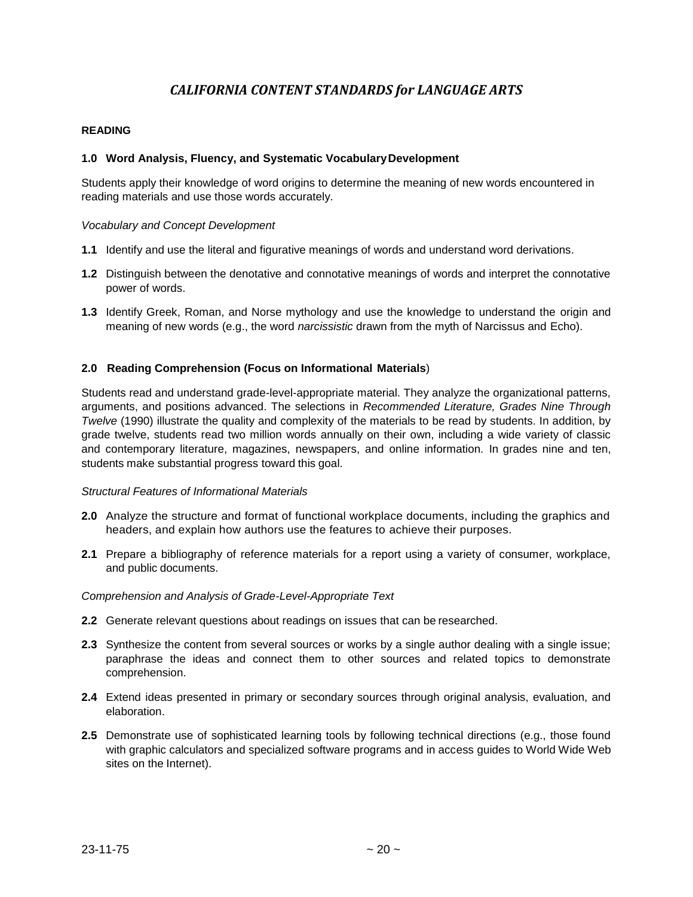# *CALIFORNIA CONTENT STANDARDS for LANGUAGE ARTS*

**READING**

**1.0 Word Analysis, Fluency, and Systematic Vocabulary Development**

Students apply their knowledge of word origins to determine the meaning of new words encountered in reading materials and use those words accurately.

*Vocabulary and Concept Development*

**1.1** Identify and use the literal and figurative meanings of words and understand word derivations.

**1.2** Distinguish between the denotative and connotative meanings of words and interpret the connotative power of words.

**1.3** Identify Greek, Roman, and Norse mythology and use the knowledge to understand the origin and meaning of new words (e.g., the word *narcissistic* drawn from the myth of Narcissus and Echo).

**2.0 Reading Comprehension (Focus on Informational Materials**)

Students read and understand grade-level-appropriate material. They analyze the organizational patterns, arguments, and positions advanced. The selections in *Recommended Literature, Grades Nine Through Twelve* (1990) illustrate the quality and complexity of the materials to be read by students. In addition, by grade twelve, students read two million words annually on their own, including a wide variety of classic and contemporary literature, magazines, newspapers, and online information. In grades nine and ten, students make substantial progress toward this goal.

*Structural Features of Informational Materials*

**2.0** Analyze the structure and format of functional workplace documents, including the graphics and headers, and explain how authors use the features to achieve their purposes.

**2.1** Prepare a bibliography of reference materials for a report using a variety of consumer, workplace, and public documents.

*Comprehension and Analysis of Grade-Level-Appropriate Text*

**2.2** Generate relevant questions about readings on issues that can be researched.

**2.3** Synthesize the content from several sources or works by a single author dealing with a single issue; paraphrase the ideas and connect them to other sources and related topics to demonstrate comprehension.

**2.4** Extend ideas presented in primary or secondary sources through original analysis, evaluation, and elaboration.

**2.5** Demonstrate use of sophisticated learning tools by following technical directions (e.g., those found with graphic calculators and specialized software programs and in access guides to World Wide Web sites on the Internet).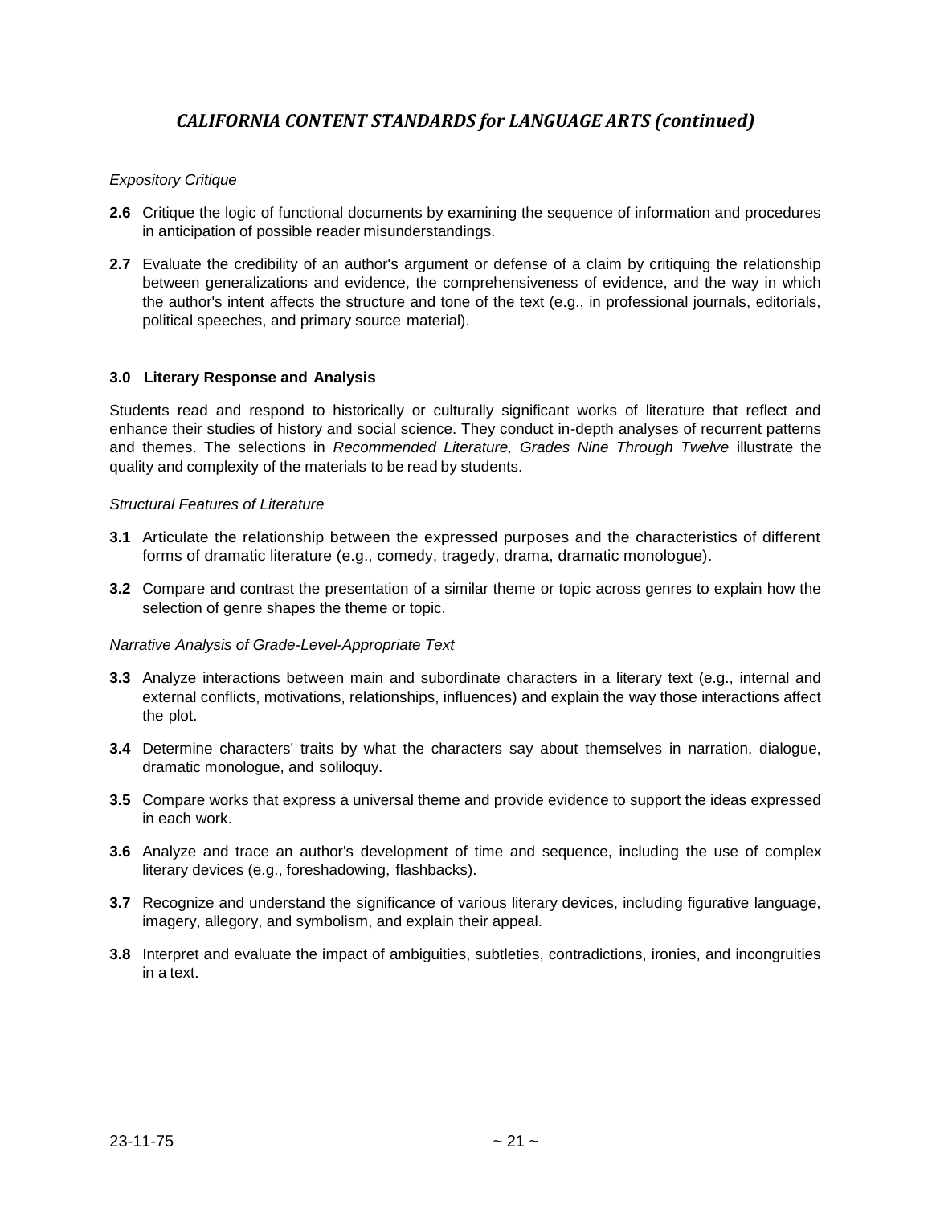## *CALIFORNIA CONTENT STANDARDS for LANGUAGE ARTS (continued)*

*Expository Critique*

**2.6** Critique the logic of functional documents by examining the sequence of information and procedures in anticipation of possible reader misunderstandings.

**2.7** Evaluate the credibility of an author's argument or defense of a claim by critiquing the relationship between generalizations and evidence, the comprehensiveness of evidence, and the way in which the author's intent affects the structure and tone of the text (e.g., in professional journals, editorials, political speeches, and primary source material).

### 3.0 Literary Response and Analysis

Students read and respond to historically or culturally significant works of literature that reflect and enhance their studies of history and social science. They conduct in-depth analyses of recurrent patterns and themes. The selections in *Recommended Literature, Grades Nine Through Twelve* illustrate the quality and complexity of the materials to be read by students.

*Structural Features of Literature*

**3.1** Articulate the relationship between the expressed purposes and the characteristics of different forms of dramatic literature (e.g., comedy, tragedy, drama, dramatic monologue).

**3.2** Compare and contrast the presentation of a similar theme or topic across genres to explain how the selection of genre shapes the theme or topic.

*Narrative Analysis of Grade-Level-Appropriate Text*

**3.3** Analyze interactions between main and subordinate characters in a literary text (e.g., internal and external conflicts, motivations, relationships, influences) and explain the way those interactions affect the plot.

**3.4** Determine characters' traits by what the characters say about themselves in narration, dialogue, dramatic monologue, and soliloquy.

**3.5** Compare works that express a universal theme and provide evidence to support the ideas expressed in each work.

**3.6** Analyze and trace an author's development of time and sequence, including the use of complex literary devices (e.g., foreshadowing, flashbacks).

**3.7** Recognize and understand the significance of various literary devices, including figurative language, imagery, allegory, and symbolism, and explain their appeal.

**3.8** Interpret and evaluate the impact of ambiguities, subtleties, contradictions, ironies, and incongruities in a text.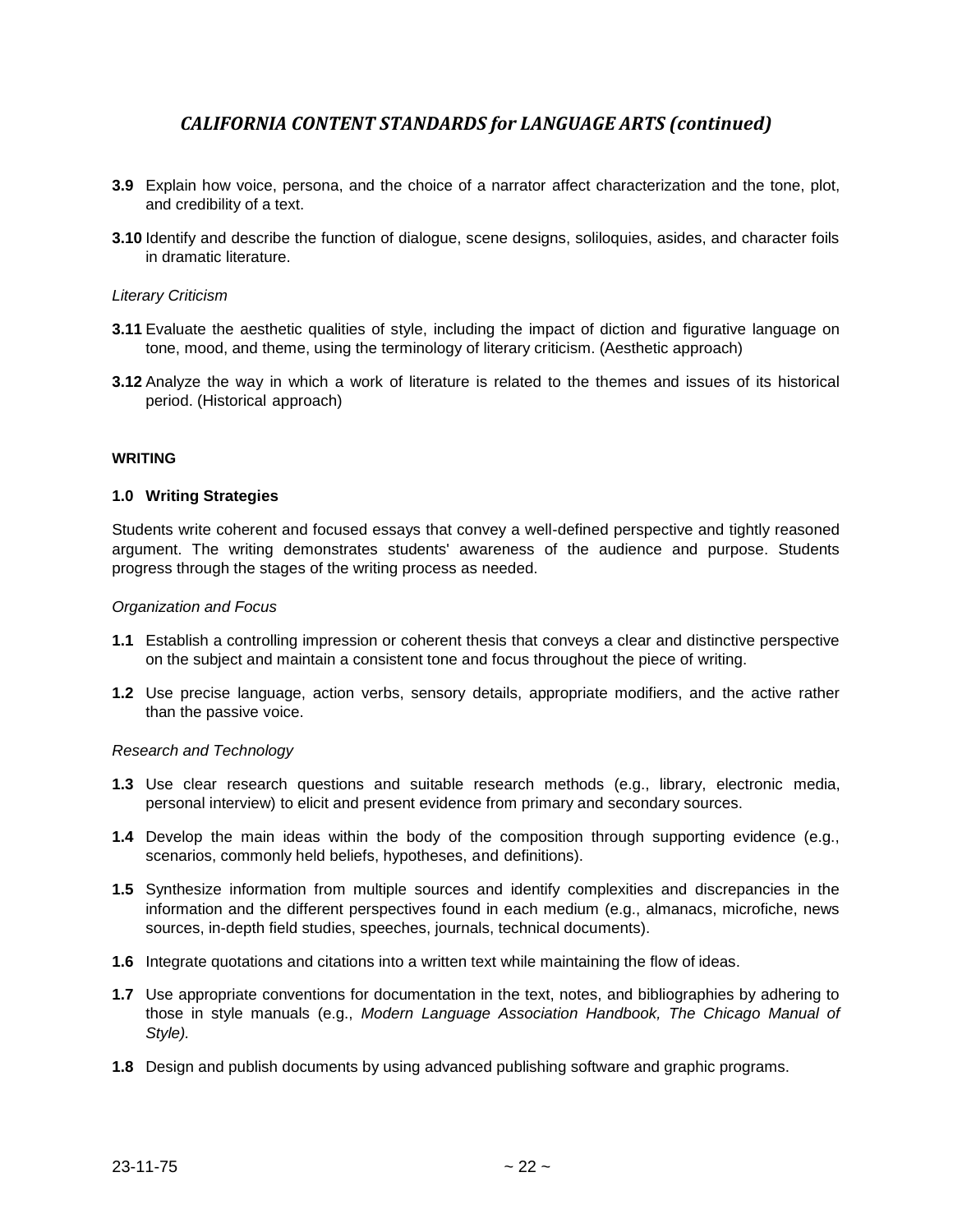## *CALIFORNIA CONTENT STANDARDS for LANGUAGE ARTS (continued)*

**3.9** Explain how voice, persona, and the choice of a narrator affect characterization and the tone, plot, and credibility of a text.

**3.10** Identify and describe the function of dialogue, scene designs, soliloquies, asides, and character foils in dramatic literature.

*Literary Criticism*

**3.11** Evaluate the aesthetic qualities of style, including the impact of diction and figurative language on tone, mood, and theme, using the terminology of literary criticism. (Aesthetic approach)

**3.12** Analyze the way in which a work of literature is related to the themes and issues of its historical period. (Historical approach)

**WRITING**

**1.0 Writing Strategies**

Students write coherent and focused essays that convey a well-defined perspective and tightly reasoned argument. The writing demonstrates students' awareness of the audience and purpose. Students progress through the stages of the writing process as needed.

*Organization and Focus*

**1.1** Establish a controlling impression or coherent thesis that conveys a clear and distinctive perspective on the subject and maintain a consistent tone and focus throughout the piece of writing.

**1.2** Use precise language, action verbs, sensory details, appropriate modifiers, and the active rather than the passive voice.

*Research and Technology*

**1.3** Use clear research questions and suitable research methods (e.g., library, electronic media, personal interview) to elicit and present evidence from primary and secondary sources.

**1.4** Develop the main ideas within the body of the composition through supporting evidence (e.g., scenarios, commonly held beliefs, hypotheses, and definitions).

**1.5** Synthesize information from multiple sources and identify complexities and discrepancies in the information and the different perspectives found in each medium (e.g., almanacs, microfiche, news sources, in-depth field studies, speeches, journals, technical documents).

**1.6** Integrate quotations and citations into a written text while maintaining the flow of ideas.

**1.7** Use appropriate conventions for documentation in the text, notes, and bibliographies by adhering to those in style manuals (e.g., *Modern Language Association Handbook, The Chicago Manual of Style).*

**1.8** Design and publish documents by using advanced publishing software and graphic programs.

23-11-75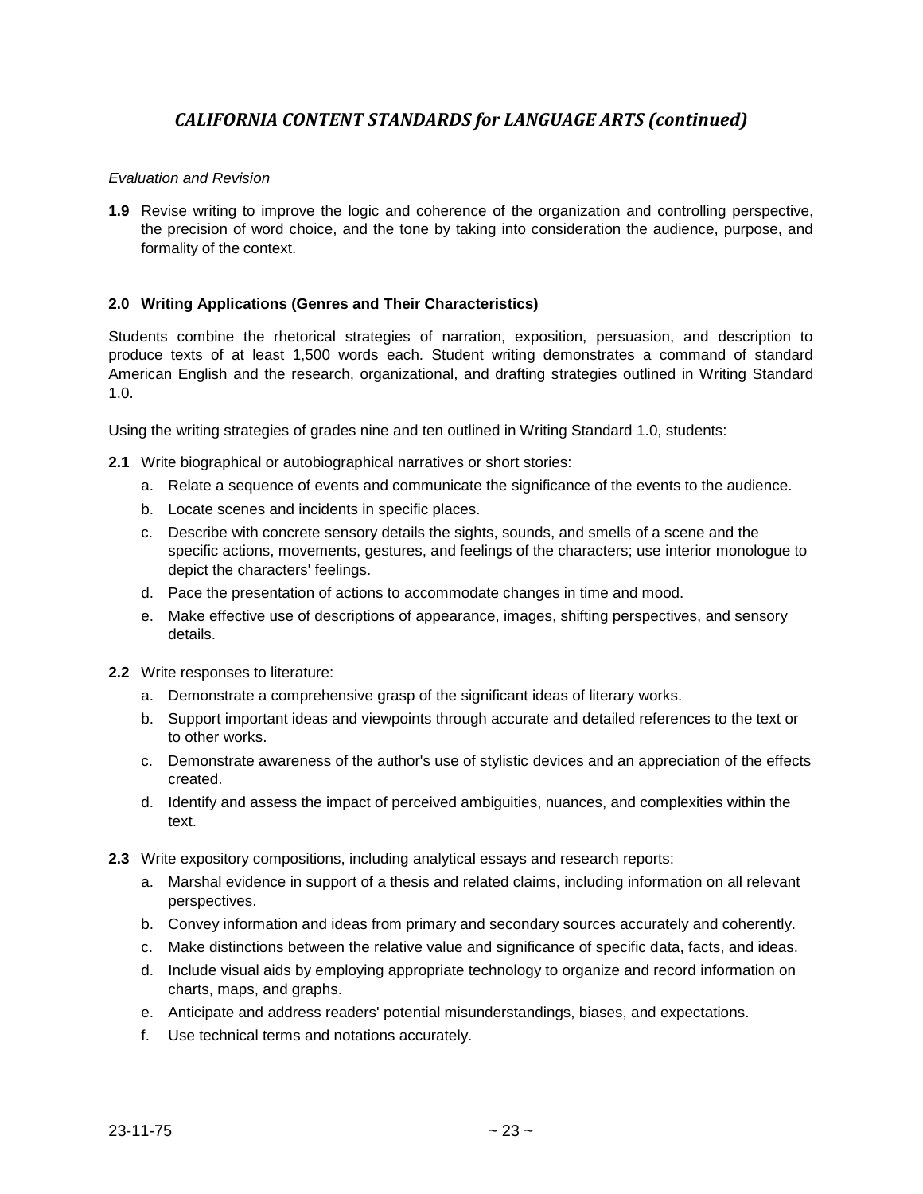## *CALIFORNIA CONTENT STANDARDS for LANGUAGE ARTS (continued)*

*Evaluation and Revision*

**1.9** Revise writing to improve the logic and coherence of the organization and controlling perspective, the precision of word choice, and the tone by taking into consideration the audience, purpose, and formality of the context.

### 2.0 Writing Applications (Genres and Their Characteristics)

Students combine the rhetorical strategies of narration, exposition, persuasion, and description to produce texts of at least 1,500 words each. Student writing demonstrates a command of standard American English and the research, organizational, and drafting strategies outlined in Writing Standard 1.0.

Using the writing strategies of grades nine and ten outlined in Writing Standard 1.0, students:

**2.1** Write biographical or autobiographical narratives or short stories:

a. Relate a sequence of events and communicate the significance of the events to the audience.
b. Locate scenes and incidents in specific places.
c. Describe with concrete sensory details the sights, sounds, and smells of a scene and the specific actions, movements, gestures, and feelings of the characters; use interior monologue to depict the characters' feelings.
d. Pace the presentation of actions to accommodate changes in time and mood.
e. Make effective use of descriptions of appearance, images, shifting perspectives, and sensory details.

**2.2** Write responses to literature:

a. Demonstrate a comprehensive grasp of the significant ideas of literary works.
b. Support important ideas and viewpoints through accurate and detailed references to the text or to other works.
c. Demonstrate awareness of the author's use of stylistic devices and an appreciation of the effects created.
d. Identify and assess the impact of perceived ambiguities, nuances, and complexities within the text.

**2.3** Write expository compositions, including analytical essays and research reports:

a. Marshal evidence in support of a thesis and related claims, including information on all relevant perspectives.
b. Convey information and ideas from primary and secondary sources accurately and coherently.
c. Make distinctions between the relative value and significance of specific data, facts, and ideas.
d. Include visual aids by employing appropriate technology to organize and record information on charts, maps, and graphs.
e. Anticipate and address readers' potential misunderstandings, biases, and expectations.
f. Use technical terms and notations accurately.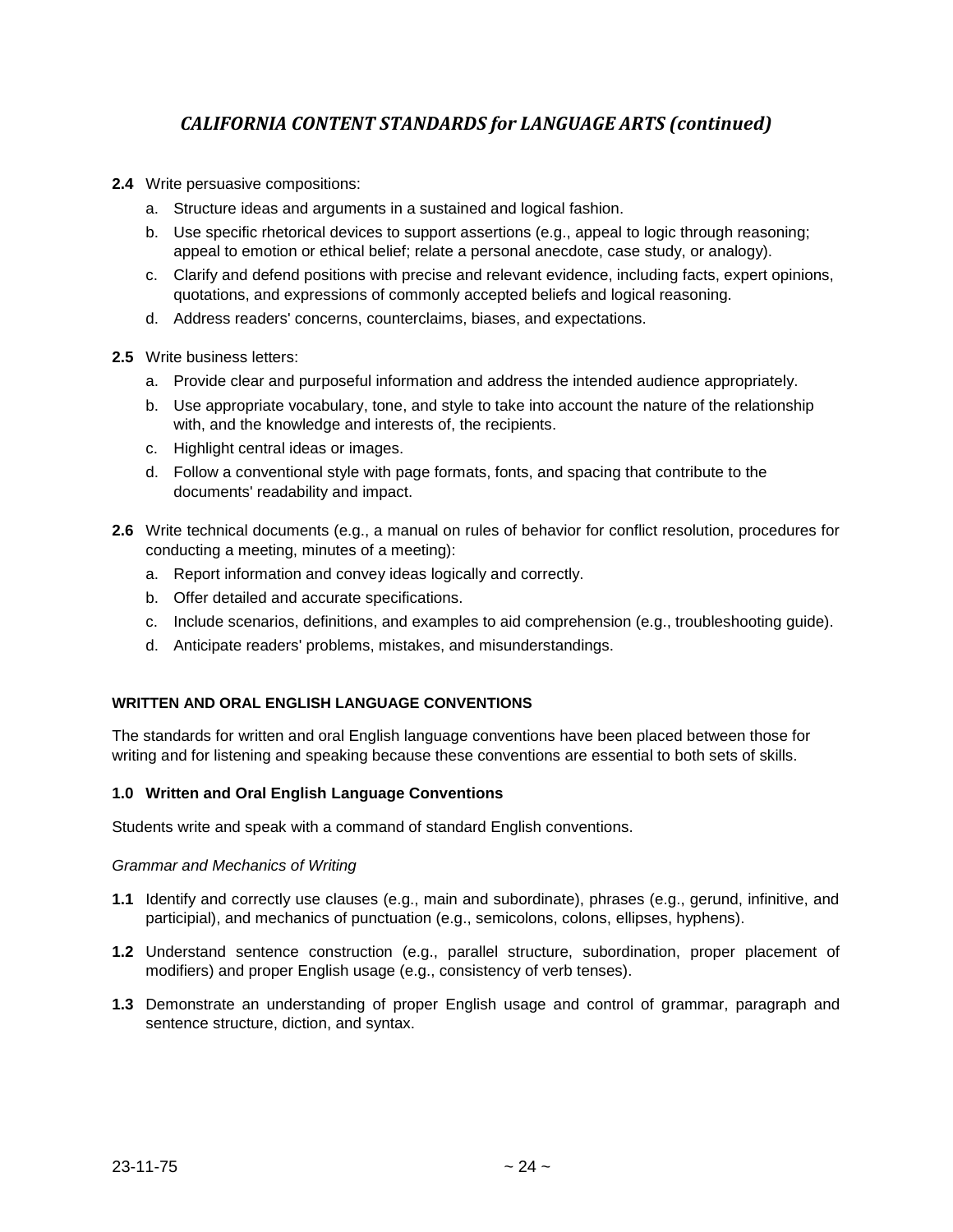## *CALIFORNIA CONTENT STANDARDS for LANGUAGE ARTS (continued)*

**2.4** Write persuasive compositions:

a. Structure ideas and arguments in a sustained and logical fashion.
b. Use specific rhetorical devices to support assertions (e.g., appeal to logic through reasoning; appeal to emotion or ethical belief; relate a personal anecdote, case study, or analogy).
c. Clarify and defend positions with precise and relevant evidence, including facts, expert opinions, quotations, and expressions of commonly accepted beliefs and logical reasoning.
d. Address readers' concerns, counterclaims, biases, and expectations.

**2.5** Write business letters:

a. Provide clear and purposeful information and address the intended audience appropriately.
b. Use appropriate vocabulary, tone, and style to take into account the nature of the relationship with, and the knowledge and interests of, the recipients.
c. Highlight central ideas or images.
d. Follow a conventional style with page formats, fonts, and spacing that contribute to the documents' readability and impact.

**2.6** Write technical documents (e.g., a manual on rules of behavior for conflict resolution, procedures for conducting a meeting, minutes of a meeting):

a. Report information and convey ideas logically and correctly.
b. Offer detailed and accurate specifications.
c. Include scenarios, definitions, and examples to aid comprehension (e.g., troubleshooting guide).
d. Anticipate readers' problems, mistakes, and misunderstandings.

### WRITTEN AND ORAL ENGLISH LANGUAGE CONVENTIONS

The standards for written and oral English language conventions have been placed between those for writing and for listening and speaking because these conventions are essential to both sets of skills.

### 1.0 Written and Oral English Language Conventions

Students write and speak with a command of standard English conventions.

*Grammar and Mechanics of Writing*

**1.1** Identify and correctly use clauses (e.g., main and subordinate), phrases (e.g., gerund, infinitive, and participial), and mechanics of punctuation (e.g., semicolons, colons, ellipses, hyphens).

**1.2** Understand sentence construction (e.g., parallel structure, subordination, proper placement of modifiers) and proper English usage (e.g., consistency of verb tenses).

**1.3** Demonstrate an understanding of proper English usage and control of grammar, paragraph and sentence structure, diction, and syntax.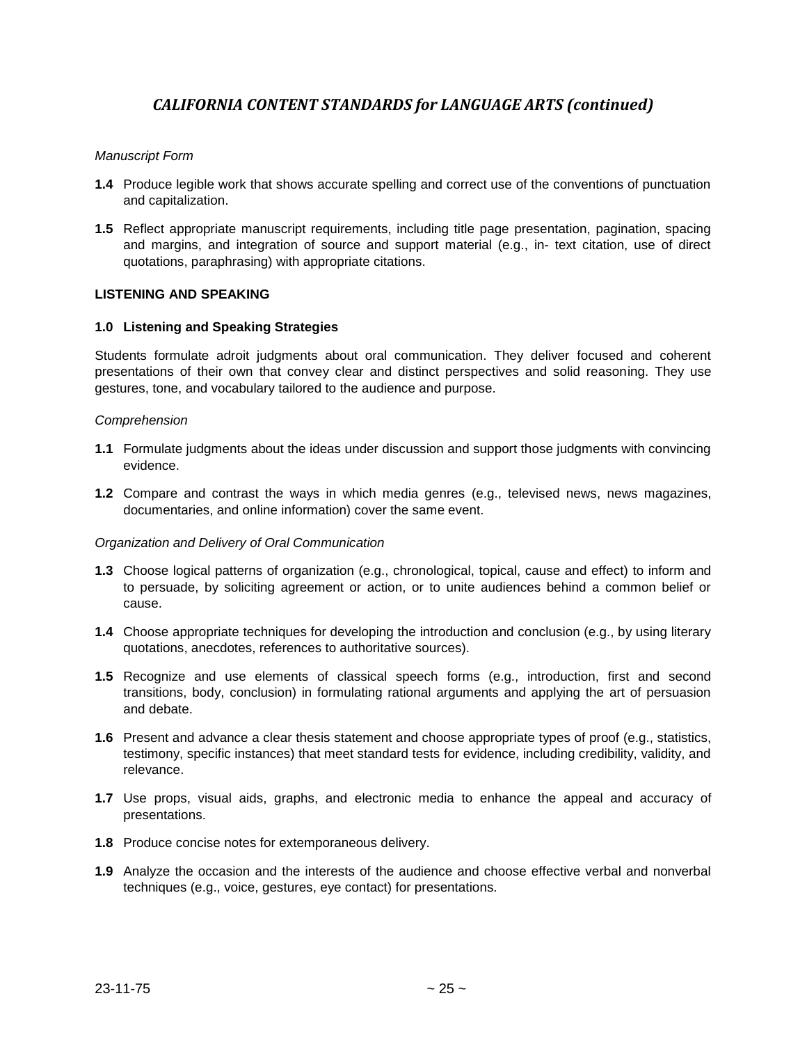## *CALIFORNIA CONTENT STANDARDS for LANGUAGE ARTS (continued)*

*Manuscript Form*

**1.4** Produce legible work that shows accurate spelling and correct use of the conventions of punctuation and capitalization.

**1.5** Reflect appropriate manuscript requirements, including title page presentation, pagination, spacing and margins, and integration of source and support material (e.g., in- text citation, use of direct quotations, paraphrasing) with appropriate citations.

**LISTENING AND SPEAKING**

**1.0 Listening and Speaking Strategies**

Students formulate adroit judgments about oral communication. They deliver focused and coherent presentations of their own that convey clear and distinct perspectives and solid reasoning. They use gestures, tone, and vocabulary tailored to the audience and purpose.

*Comprehension*

**1.1** Formulate judgments about the ideas under discussion and support those judgments with convincing evidence.

**1.2** Compare and contrast the ways in which media genres (e.g., televised news, news magazines, documentaries, and online information) cover the same event.

*Organization and Delivery of Oral Communication*

**1.3** Choose logical patterns of organization (e.g., chronological, topical, cause and effect) to inform and to persuade, by soliciting agreement or action, or to unite audiences behind a common belief or cause.

**1.4** Choose appropriate techniques for developing the introduction and conclusion (e.g., by using literary quotations, anecdotes, references to authoritative sources).

**1.5** Recognize and use elements of classical speech forms (e.g., introduction, first and second transitions, body, conclusion) in formulating rational arguments and applying the art of persuasion and debate.

**1.6** Present and advance a clear thesis statement and choose appropriate types of proof (e.g., statistics, testimony, specific instances) that meet standard tests for evidence, including credibility, validity, and relevance.

**1.7** Use props, visual aids, graphs, and electronic media to enhance the appeal and accuracy of presentations.

**1.8** Produce concise notes for extemporaneous delivery.

**1.9** Analyze the occasion and the interests of the audience and choose effective verbal and nonverbal techniques (e.g., voice, gestures, eye contact) for presentations.

23-11-75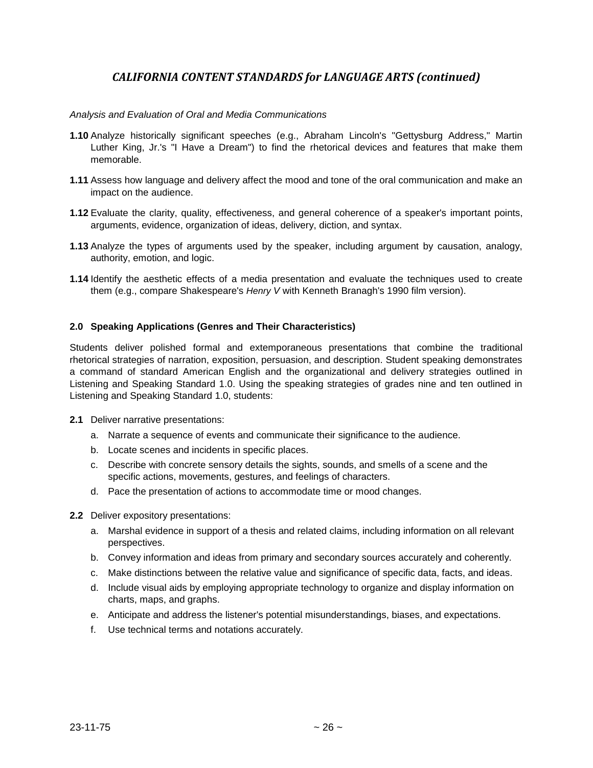## *CALIFORNIA CONTENT STANDARDS for LANGUAGE ARTS (continued)*

*Analysis and Evaluation of Oral and Media Communications*

**1.10** Analyze historically significant speeches (e.g., Abraham Lincoln's "Gettysburg Address," Martin Luther King, Jr.'s "I Have a Dream") to find the rhetorical devices and features that make them memorable.

**1.11** Assess how language and delivery affect the mood and tone of the oral communication and make an impact on the audience.

**1.12** Evaluate the clarity, quality, effectiveness, and general coherence of a speaker's important points, arguments, evidence, organization of ideas, delivery, diction, and syntax.

**1.13** Analyze the types of arguments used by the speaker, including argument by causation, analogy, authority, emotion, and logic.

**1.14** Identify the aesthetic effects of a media presentation and evaluate the techniques used to create them (e.g., compare Shakespeare's *Henry V* with Kenneth Branagh's 1990 film version).

**2.0 Speaking Applications (Genres and Their Characteristics)**

Students deliver polished formal and extemporaneous presentations that combine the traditional rhetorical strategies of narration, exposition, persuasion, and description. Student speaking demonstrates a command of standard American English and the organizational and delivery strategies outlined in Listening and Speaking Standard 1.0. Using the speaking strategies of grades nine and ten outlined in Listening and Speaking Standard 1.0, students:

**2.1** Deliver narrative presentations:

a. Narrate a sequence of events and communicate their significance to the audience.
b. Locate scenes and incidents in specific places.
c. Describe with concrete sensory details the sights, sounds, and smells of a scene and the specific actions, movements, gestures, and feelings of characters.
d. Pace the presentation of actions to accommodate time or mood changes.

**2.2** Deliver expository presentations:

a. Marshal evidence in support of a thesis and related claims, including information on all relevant perspectives.
b. Convey information and ideas from primary and secondary sources accurately and coherently.
c. Make distinctions between the relative value and significance of specific data, facts, and ideas.
d. Include visual aids by employing appropriate technology to organize and display information on charts, maps, and graphs.
e. Anticipate and address the listener's potential misunderstandings, biases, and expectations.
f. Use technical terms and notations accurately.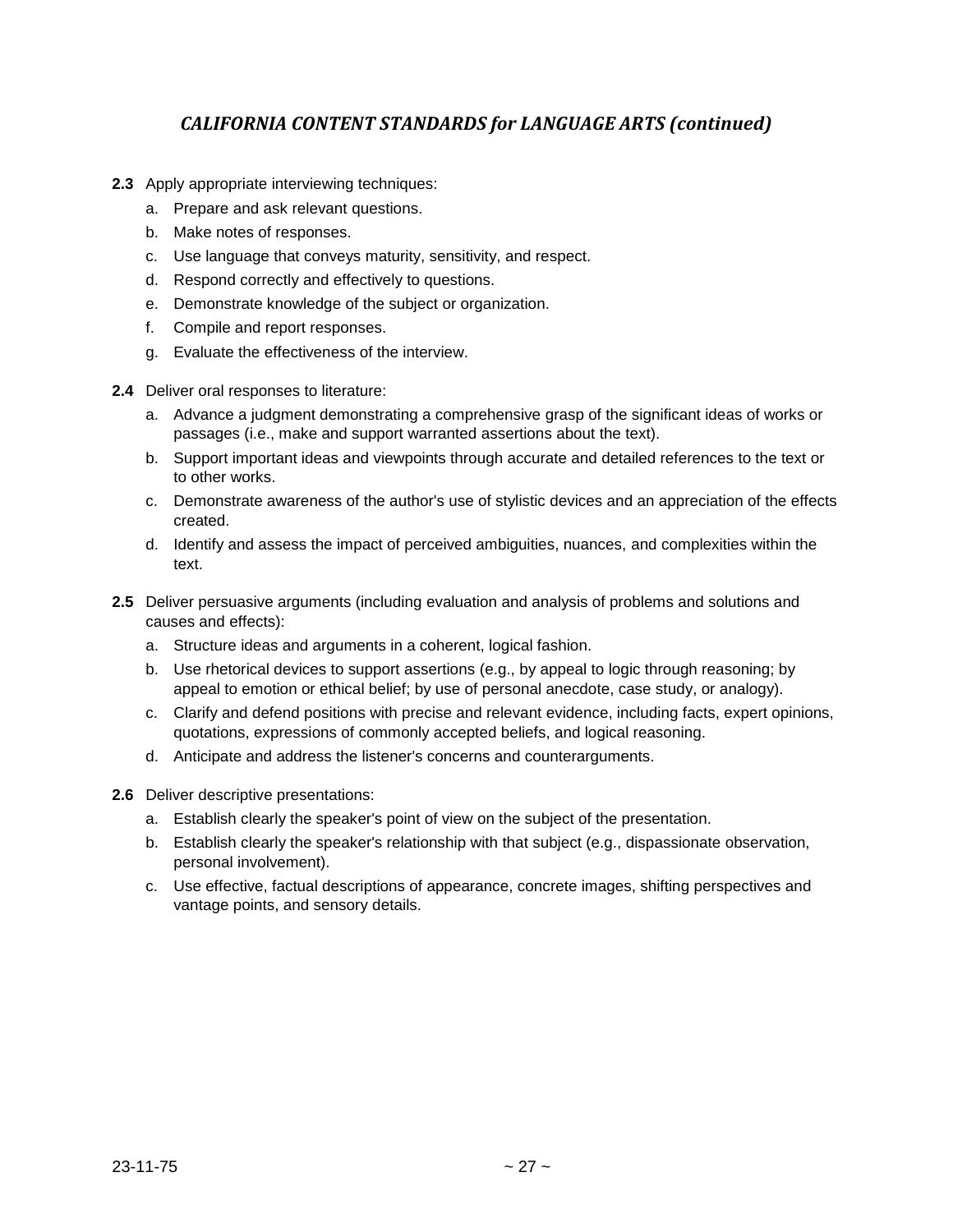## *CALIFORNIA CONTENT STANDARDS for LANGUAGE ARTS (continued)*

**2.3** Apply appropriate interviewing techniques:

a. Prepare and ask relevant questions.
b. Make notes of responses.
c. Use language that conveys maturity, sensitivity, and respect.
d. Respond correctly and effectively to questions.
e. Demonstrate knowledge of the subject or organization.
f. Compile and report responses.
g. Evaluate the effectiveness of the interview.

**2.4** Deliver oral responses to literature:

a. Advance a judgment demonstrating a comprehensive grasp of the significant ideas of works or passages (i.e., make and support warranted assertions about the text).
b. Support important ideas and viewpoints through accurate and detailed references to the text or to other works.
c. Demonstrate awareness of the author's use of stylistic devices and an appreciation of the effects created.
d. Identify and assess the impact of perceived ambiguities, nuances, and complexities within the text.

**2.5** Deliver persuasive arguments (including evaluation and analysis of problems and solutions and causes and effects):

a. Structure ideas and arguments in a coherent, logical fashion.
b. Use rhetorical devices to support assertions (e.g., by appeal to logic through reasoning; by appeal to emotion or ethical belief; by use of personal anecdote, case study, or analogy).
c. Clarify and defend positions with precise and relevant evidence, including facts, expert opinions, quotations, expressions of commonly accepted beliefs, and logical reasoning.
d. Anticipate and address the listener's concerns and counterarguments.

**2.6** Deliver descriptive presentations:

a. Establish clearly the speaker's point of view on the subject of the presentation.
b. Establish clearly the speaker's relationship with that subject (e.g., dispassionate observation, personal involvement).
c. Use effective, factual descriptions of appearance, concrete images, shifting perspectives and vantage points, and sensory details.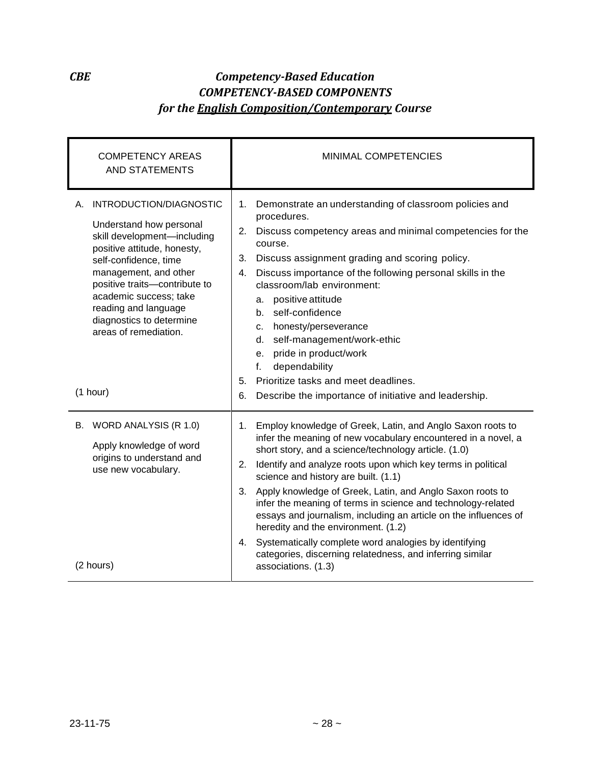*CBE* ***Competency-Based Education***

***COMPETENCY-BASED COMPONENTS***

***for the <u>English Composition/Contemporary</u> Course***

| COMPETENCY AREAS AND STATEMENTS | MINIMAL COMPETENCIES |
|---|---|
| A. INTRODUCTION/DIAGNOSTIC<br><br>Understand how personal skill development—including positive attitude, honesty, self-confidence, time management, and other positive traits—contribute to academic success; take reading and language diagnostics to determine areas of remediation.<br><br>(1 hour) | 1. Demonstrate an understanding of classroom policies and procedures.<br>2. Discuss competency areas and minimal competencies for the course.<br>3. Discuss assignment grading and scoring policy.<br>4. Discuss importance of the following personal skills in the classroom/lab environment:<br>a. positive attitude<br>b. self-confidence<br>c. honesty/perseverance<br>d. self-management/work-ethic<br>e. pride in product/work<br>f. dependability<br>5. Prioritize tasks and meet deadlines.<br>6. Describe the importance of initiative and leadership. |
| B. WORD ANALYSIS (R 1.0)<br><br>Apply knowledge of word origins to understand and use new vocabulary.<br><br>(2 hours) | 1. Employ knowledge of Greek, Latin, and Anglo Saxon roots to infer the meaning of new vocabulary encountered in a novel, a short story, and a science/technology article. (1.0)<br>2. Identify and analyze roots upon which key terms in political science and history are built. (1.1)<br>3. Apply knowledge of Greek, Latin, and Anglo Saxon roots to infer the meaning of terms in science and technology-related essays and journalism, including an article on the influences of heredity and the environment. (1.2)<br>4. Systematically complete word analogies by identifying categories, discerning relatedness, and inferring similar associations. (1.3) |

23-11-75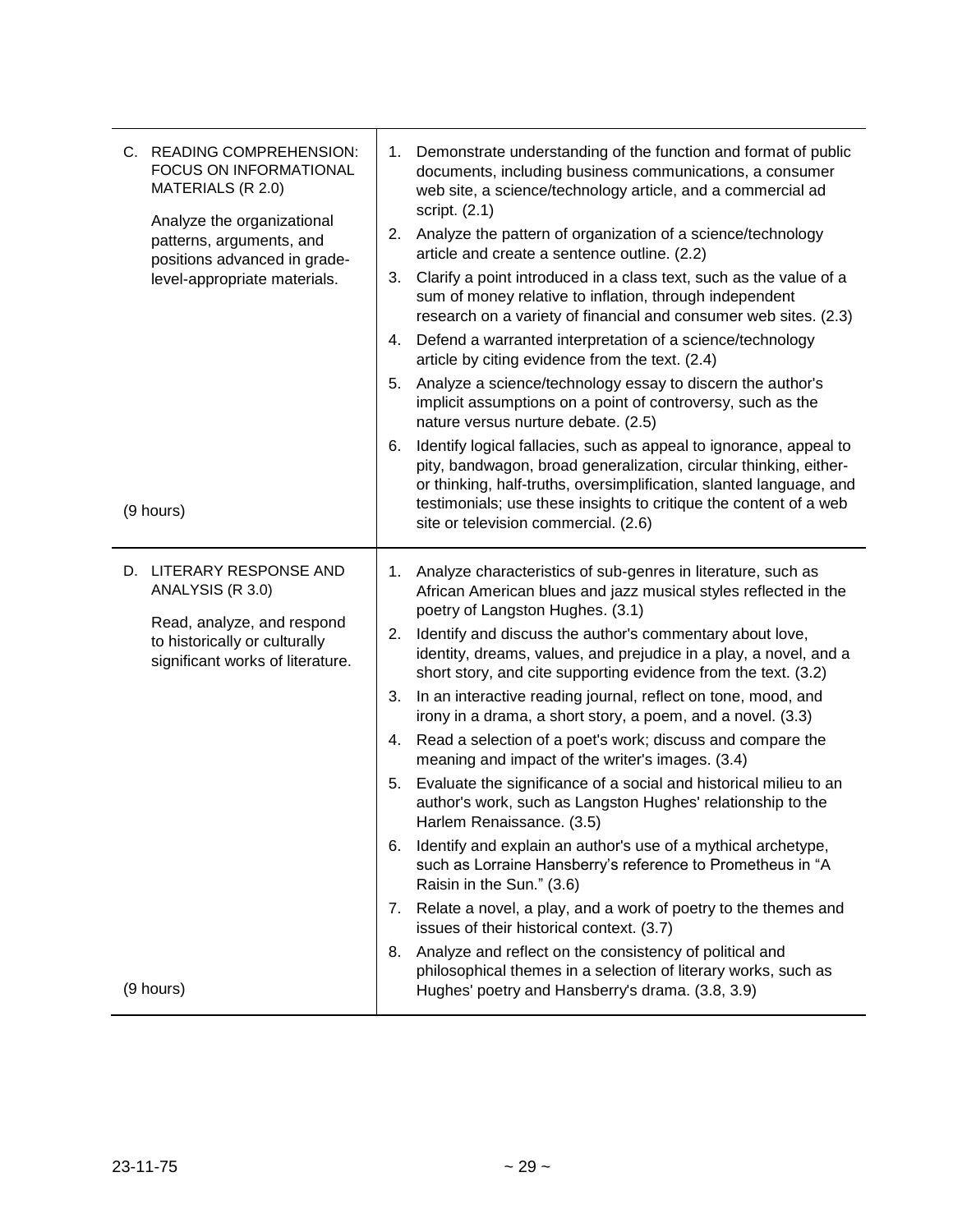| | |
|---|---|
| C. READING COMPREHENSION: FOCUS ON INFORMATIONAL MATERIALS (R 2.0)<br><br>Analyze the organizational patterns, arguments, and positions advanced in grade-level-appropriate materials.<br><br>(9 hours) | 1. Demonstrate understanding of the function and format of public documents, including business communications, a consumer web site, a science/technology article, and a commercial ad script. (2.1)<br>2. Analyze the pattern of organization of a science/technology article and create a sentence outline. (2.2)<br>3. Clarify a point introduced in a class text, such as the value of a sum of money relative to inflation, through independent research on a variety of financial and consumer web sites. (2.3)<br>4. Defend a warranted interpretation of a science/technology article by citing evidence from the text. (2.4)<br>5. Analyze a science/technology essay to discern the author's implicit assumptions on a point of controversy, such as the nature versus nurture debate. (2.5)<br>6. Identify logical fallacies, such as appeal to ignorance, appeal to pity, bandwagon, broad generalization, circular thinking, either-or thinking, half-truths, oversimplification, slanted language, and testimonials; use these insights to critique the content of a web site or television commercial. (2.6) |
| D. LITERARY RESPONSE AND ANALYSIS (R 3.0)<br><br>Read, analyze, and respond to historically or culturally significant works of literature.<br><br>(9 hours) | 1. Analyze characteristics of sub-genres in literature, such as African American blues and jazz musical styles reflected in the poetry of Langston Hughes. (3.1)<br>2. Identify and discuss the author's commentary about love, identity, dreams, values, and prejudice in a play, a novel, and a short story, and cite supporting evidence from the text. (3.2)<br>3. In an interactive reading journal, reflect on tone, mood, and irony in a drama, a short story, a poem, and a novel. (3.3)<br>4. Read a selection of a poet's work; discuss and compare the meaning and impact of the writer's images. (3.4)<br>5. Evaluate the significance of a social and historical milieu to an author's work, such as Langston Hughes' relationship to the Harlem Renaissance. (3.5)<br>6. Identify and explain an author's use of a mythical archetype, such as Lorraine Hansberry's reference to Prometheus in "A Raisin in the Sun." (3.6)<br>7. Relate a novel, a play, and a work of poetry to the themes and issues of their historical context. (3.7)<br>8. Analyze and reflect on the consistency of political and philosophical themes in a selection of literary works, such as Hughes' poetry and Hansberry's drama. (3.8, 3.9) |

23-11-75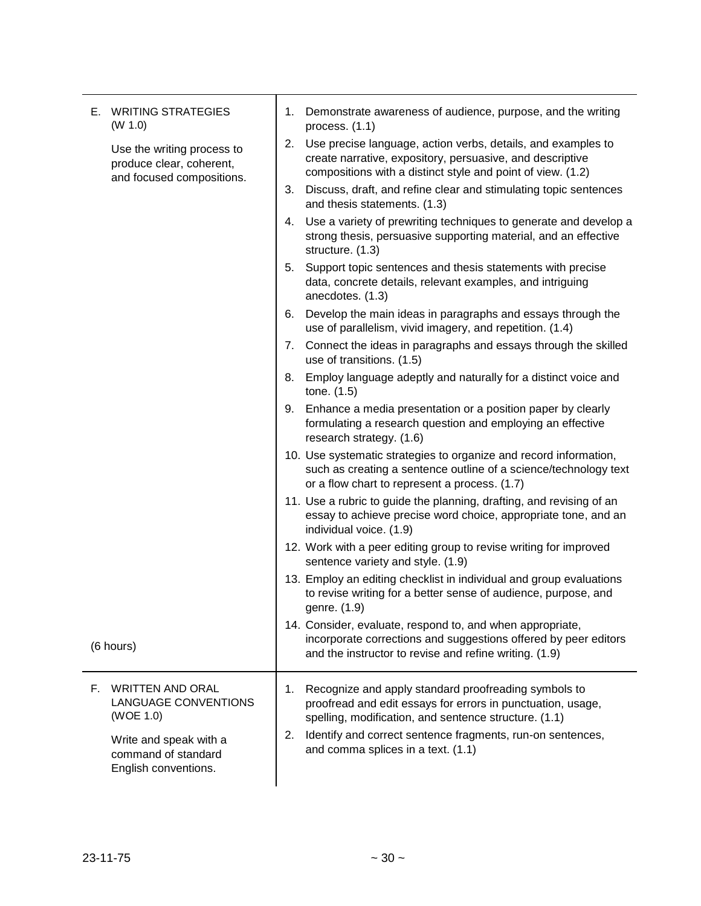| | |
|---|---|
| E. WRITING STRATEGIES (W 1.0)<br><br>Use the writing process to produce clear, coherent, and focused compositions.<br><br>(6 hours) | 1. Demonstrate awareness of audience, purpose, and the writing process. (1.1)<br>2. Use precise language, action verbs, details, and examples to create narrative, expository, persuasive, and descriptive compositions with a distinct style and point of view. (1.2)<br>3. Discuss, draft, and refine clear and stimulating topic sentences and thesis statements. (1.3)<br>4. Use a variety of prewriting techniques to generate and develop a strong thesis, persuasive supporting material, and an effective structure. (1.3)<br>5. Support topic sentences and thesis statements with precise data, concrete details, relevant examples, and intriguing anecdotes. (1.3)<br>6. Develop the main ideas in paragraphs and essays through the use of parallelism, vivid imagery, and repetition. (1.4)<br>7. Connect the ideas in paragraphs and essays through the skilled use of transitions. (1.5)<br>8. Employ language adeptly and naturally for a distinct voice and tone. (1.5)<br>9. Enhance a media presentation or a position paper by clearly formulating a research question and employing an effective research strategy. (1.6)<br>10. Use systematic strategies to organize and record information, such as creating a sentence outline of a science/technology text or a flow chart to represent a process. (1.7)<br>11. Use a rubric to guide the planning, drafting, and revising of an essay to achieve precise word choice, appropriate tone, and an individual voice. (1.9)<br>12. Work with a peer editing group to revise writing for improved sentence variety and style. (1.9)<br>13. Employ an editing checklist in individual and group evaluations to revise writing for a better sense of audience, purpose, and genre. (1.9)<br>14. Consider, evaluate, respond to, and when appropriate, incorporate corrections and suggestions offered by peer editors and the instructor to revise and refine writing. (1.9) |
| F. WRITTEN AND ORAL LANGUAGE CONVENTIONS (WOE 1.0)<br><br>Write and speak with a command of standard English conventions. | 1. Recognize and apply standard proofreading symbols to proofread and edit essays for errors in punctuation, usage, spelling, modification, and sentence structure. (1.1)<br>2. Identify and correct sentence fragments, run-on sentences, and comma splices in a text. (1.1) |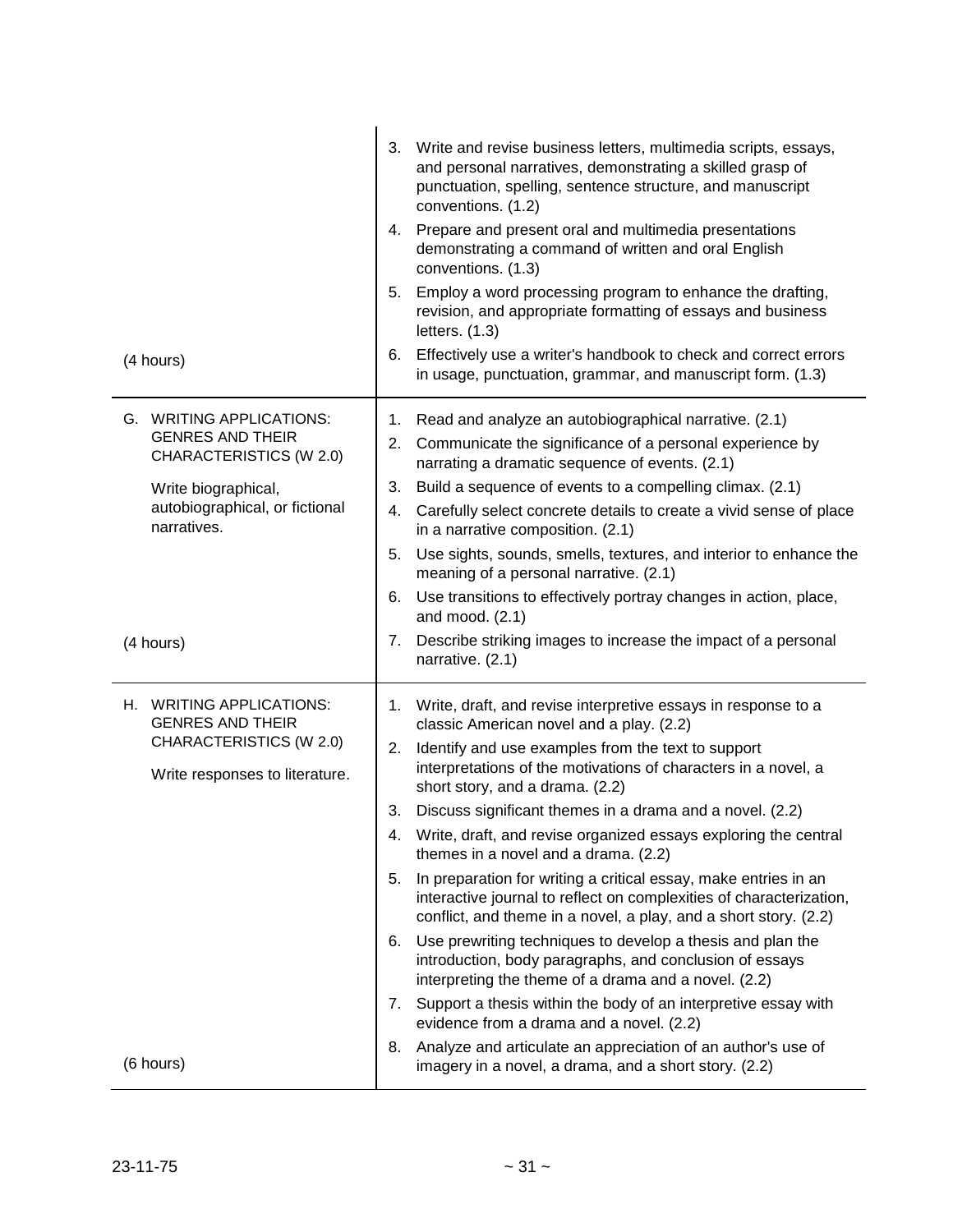| | |
|---|---|
| (4 hours) | 3. Write and revise business letters, multimedia scripts, essays, and personal narratives, demonstrating a skilled grasp of punctuation, spelling, sentence structure, and manuscript conventions. (1.2)<br>4. Prepare and present oral and multimedia presentations demonstrating a command of written and oral English conventions. (1.3)<br>5. Employ a word processing program to enhance the drafting, revision, and appropriate formatting of essays and business letters. (1.3)<br>6. Effectively use a writer's handbook to check and correct errors in usage, punctuation, grammar, and manuscript form. (1.3) |
| G. WRITING APPLICATIONS: GENRES AND THEIR CHARACTERISTICS (W 2.0)<br><br>Write biographical, autobiographical, or fictional narratives.<br><br>(4 hours) | 1. Read and analyze an autobiographical narrative. (2.1)<br>2. Communicate the significance of a personal experience by narrating a dramatic sequence of events. (2.1)<br>3. Build a sequence of events to a compelling climax. (2.1)<br>4. Carefully select concrete details to create a vivid sense of place in a narrative composition. (2.1)<br>5. Use sights, sounds, smells, textures, and interior to enhance the meaning of a personal narrative. (2.1)<br>6. Use transitions to effectively portray changes in action, place, and mood. (2.1)<br>7. Describe striking images to increase the impact of a personal narrative. (2.1) |
| H. WRITING APPLICATIONS: GENRES AND THEIR CHARACTERISTICS (W 2.0)<br><br>Write responses to literature.<br><br>(6 hours) | 1. Write, draft, and revise interpretive essays in response to a classic American novel and a play. (2.2)<br>2. Identify and use examples from the text to support interpretations of the motivations of characters in a novel, a short story, and a drama. (2.2)<br>3. Discuss significant themes in a drama and a novel. (2.2)<br>4. Write, draft, and revise organized essays exploring the central themes in a novel and a drama. (2.2)<br>5. In preparation for writing a critical essay, make entries in an interactive journal to reflect on complexities of characterization, conflict, and theme in a novel, a play, and a short story. (2.2)<br>6. Use prewriting techniques to develop a thesis and plan the introduction, body paragraphs, and conclusion of essays interpreting the theme of a drama and a novel. (2.2)<br>7. Support a thesis within the body of an interpretive essay with evidence from a drama and a novel. (2.2)<br>8. Analyze and articulate an appreciation of an author's use of imagery in a novel, a drama, and a short story. (2.2) |

23-11-75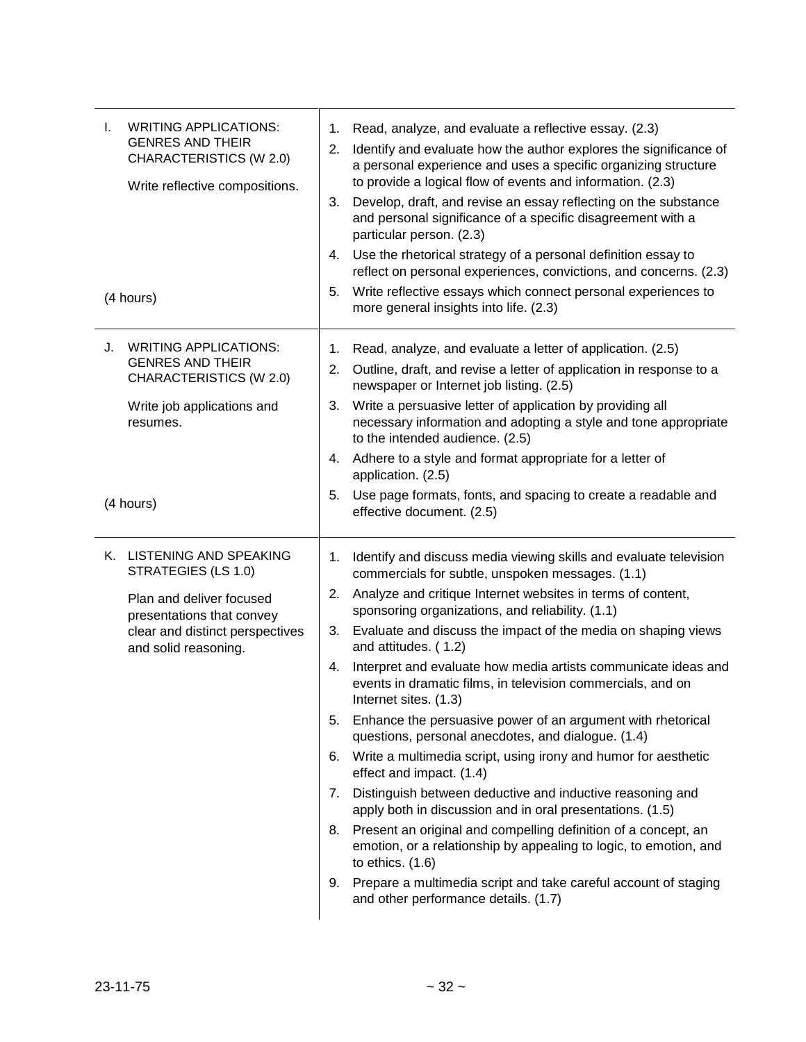| | |
|---|---|
| I. WRITING APPLICATIONS: GENRES AND THEIR CHARACTERISTICS (W 2.0)<br><br>Write reflective compositions.<br><br>(4 hours) | 1. Read, analyze, and evaluate a reflective essay. (2.3)<br>2. Identify and evaluate how the author explores the significance of a personal experience and uses a specific organizing structure to provide a logical flow of events and information. (2.3)<br>3. Develop, draft, and revise an essay reflecting on the substance and personal significance of a specific disagreement with a particular person. (2.3)<br>4. Use the rhetorical strategy of a personal definition essay to reflect on personal experiences, convictions, and concerns. (2.3)<br>5. Write reflective essays which connect personal experiences to more general insights into life. (2.3) |
| J. WRITING APPLICATIONS: GENRES AND THEIR CHARACTERISTICS (W 2.0)<br><br>Write job applications and resumes.<br><br>(4 hours) | 1. Read, analyze, and evaluate a letter of application. (2.5)<br>2. Outline, draft, and revise a letter of application in response to a newspaper or Internet job listing. (2.5)<br>3. Write a persuasive letter of application by providing all necessary information and adopting a style and tone appropriate to the intended audience. (2.5)<br>4. Adhere to a style and format appropriate for a letter of application. (2.5)<br>5. Use page formats, fonts, and spacing to create a readable and effective document. (2.5) |
| K. LISTENING AND SPEAKING STRATEGIES (LS 1.0)<br><br>Plan and deliver focused presentations that convey clear and distinct perspectives and solid reasoning. | 1. Identify and discuss media viewing skills and evaluate television commercials for subtle, unspoken messages. (1.1)<br>2. Analyze and critique Internet websites in terms of content, sponsoring organizations, and reliability. (1.1)<br>3. Evaluate and discuss the impact of the media on shaping views and attitudes. ( 1.2)<br>4. Interpret and evaluate how media artists communicate ideas and events in dramatic films, in television commercials, and on Internet sites. (1.3)<br>5. Enhance the persuasive power of an argument with rhetorical questions, personal anecdotes, and dialogue. (1.4)<br>6. Write a multimedia script, using irony and humor for aesthetic effect and impact. (1.4)<br>7. Distinguish between deductive and inductive reasoning and apply both in discussion and in oral presentations. (1.5)<br>8. Present an original and compelling definition of a concept, an emotion, or a relationship by appealing to logic, to emotion, and to ethics. (1.6)<br>9. Prepare a multimedia script and take careful account of staging and other performance details. (1.7) |

23-11-75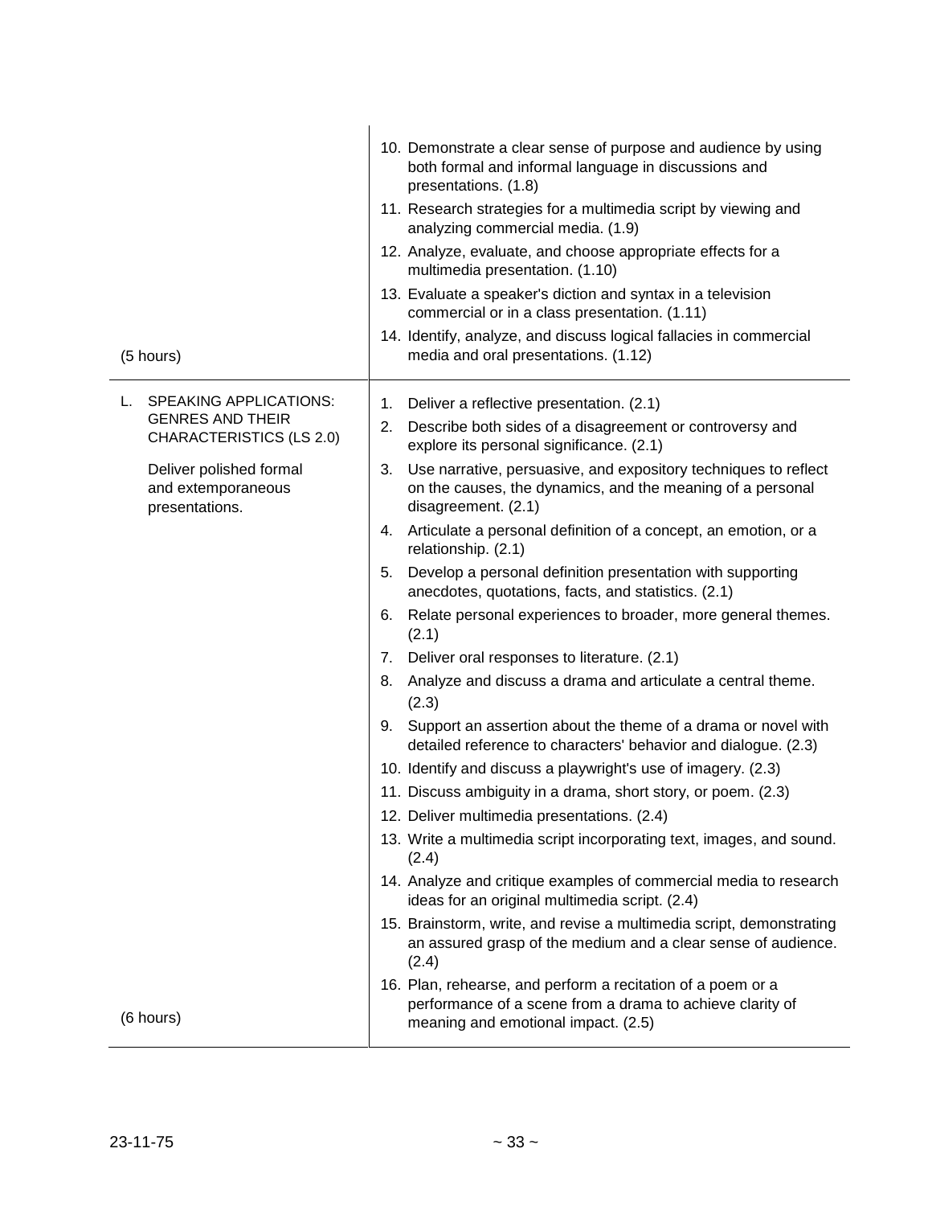| | |
|---|---|
| (5 hours) | 10. Demonstrate a clear sense of purpose and audience by using both formal and informal language in discussions and presentations. (1.8)<br>11. Research strategies for a multimedia script by viewing and analyzing commercial media. (1.9)<br>12. Analyze, evaluate, and choose appropriate effects for a multimedia presentation. (1.10)<br>13. Evaluate a speaker's diction and syntax in a television commercial or in a class presentation. (1.11)<br>14. Identify, analyze, and discuss logical fallacies in commercial media and oral presentations. (1.12) |
| L. SPEAKING APPLICATIONS: GENRES AND THEIR CHARACTERISTICS (LS 2.0)<br><br>Deliver polished formal and extemporaneous presentations.<br><br>(6 hours) | 1. Deliver a reflective presentation. (2.1)<br>2. Describe both sides of a disagreement or controversy and explore its personal significance. (2.1)<br>3. Use narrative, persuasive, and expository techniques to reflect on the causes, the dynamics, and the meaning of a personal disagreement. (2.1)<br>4. Articulate a personal definition of a concept, an emotion, or a relationship. (2.1)<br>5. Develop a personal definition presentation with supporting anecdotes, quotations, facts, and statistics. (2.1)<br>6. Relate personal experiences to broader, more general themes. (2.1)<br>7. Deliver oral responses to literature. (2.1)<br>8. Analyze and discuss a drama and articulate a central theme. (2.3)<br>9. Support an assertion about the theme of a drama or novel with detailed reference to characters' behavior and dialogue. (2.3)<br>10. Identify and discuss a playwright's use of imagery. (2.3)<br>11. Discuss ambiguity in a drama, short story, or poem. (2.3)<br>12. Deliver multimedia presentations. (2.4)<br>13. Write a multimedia script incorporating text, images, and sound. (2.4)<br>14. Analyze and critique examples of commercial media to research ideas for an original multimedia script. (2.4)<br>15. Brainstorm, write, and revise a multimedia script, demonstrating an assured grasp of the medium and a clear sense of audience. (2.4)<br>16. Plan, rehearse, and perform a recitation of a poem or a performance of a scene from a drama to achieve clarity of meaning and emotional impact. (2.5) |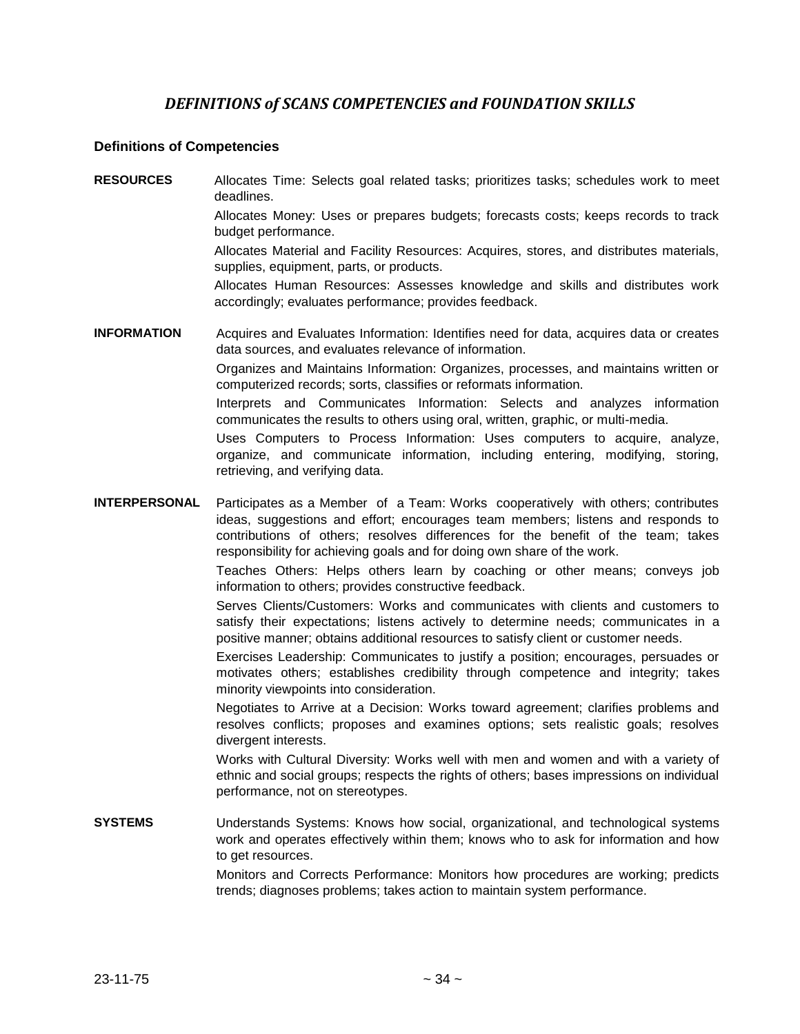# *DEFINITIONS of SCANS COMPETENCIES and FOUNDATION SKILLS*

### Definitions of Competencies

**RESOURCES**

Allocates Time: Selects goal related tasks; prioritizes tasks; schedules work to meet deadlines.

Allocates Money: Uses or prepares budgets; forecasts costs; keeps records to track budget performance.

Allocates Material and Facility Resources: Acquires, stores, and distributes materials, supplies, equipment, parts, or products.

Allocates Human Resources: Assesses knowledge and skills and distributes work accordingly; evaluates performance; provides feedback.

**INFORMATION**

Acquires and Evaluates Information: Identifies need for data, acquires data or creates data sources, and evaluates relevance of information.

Organizes and Maintains Information: Organizes, processes, and maintains written or computerized records; sorts, classifies or reformats information.

Interprets and Communicates Information: Selects and analyzes information communicates the results to others using oral, written, graphic, or multi-media.

Uses Computers to Process Information: Uses computers to acquire, analyze, organize, and communicate information, including entering, modifying, storing, retrieving, and verifying data.

**INTERPERSONAL**

Participates as a Member of a Team: Works cooperatively with others; contributes ideas, suggestions and effort; encourages team members; listens and responds to contributions of others; resolves differences for the benefit of the team; takes responsibility for achieving goals and for doing own share of the work.

Teaches Others: Helps others learn by coaching or other means; conveys job information to others; provides constructive feedback.

Serves Clients/Customers: Works and communicates with clients and customers to satisfy their expectations; listens actively to determine needs; communicates in a positive manner; obtains additional resources to satisfy client or customer needs.

Exercises Leadership: Communicates to justify a position; encourages, persuades or motivates others; establishes credibility through competence and integrity; takes minority viewpoints into consideration.

Negotiates to Arrive at a Decision: Works toward agreement; clarifies problems and resolves conflicts; proposes and examines options; sets realistic goals; resolves divergent interests.

Works with Cultural Diversity: Works well with men and women and with a variety of ethnic and social groups; respects the rights of others; bases impressions on individual performance, not on stereotypes.

**SYSTEMS**

Understands Systems: Knows how social, organizational, and technological systems work and operates effectively within them; knows who to ask for information and how to get resources.

Monitors and Corrects Performance: Monitors how procedures are working; predicts trends; diagnoses problems; takes action to maintain system performance.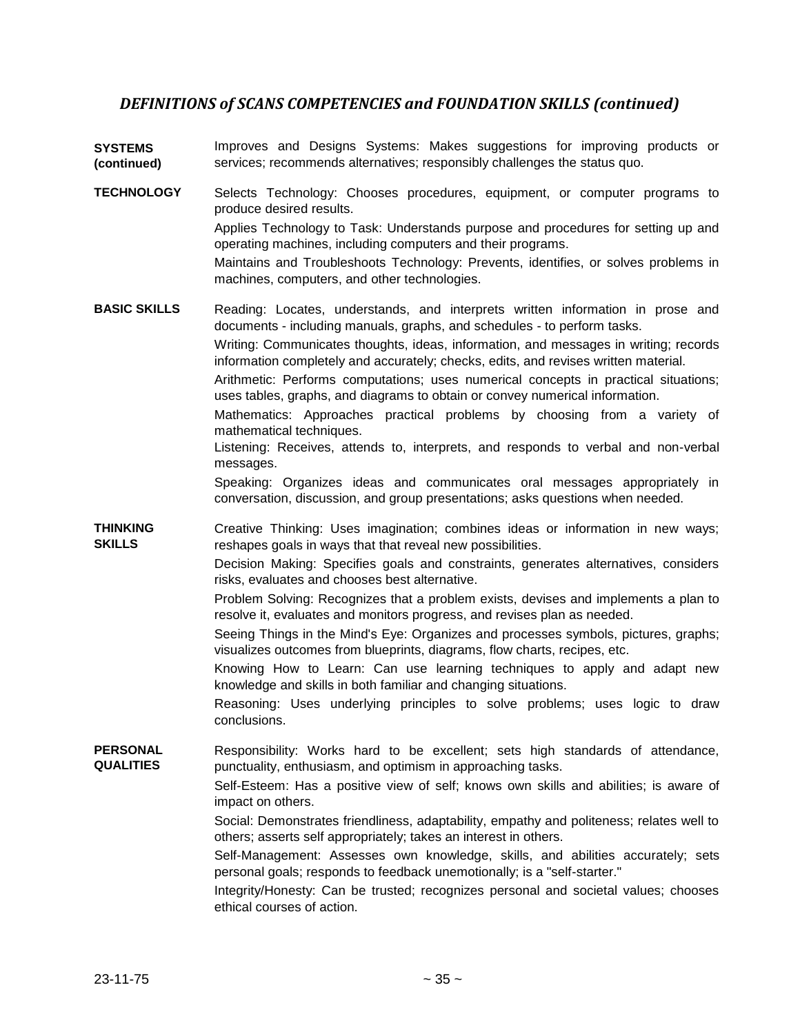## *DEFINITIONS of SCANS COMPETENCIES and FOUNDATION SKILLS (continued)*

**SYSTEMS (continued)**

Improves and Designs Systems: Makes suggestions for improving products or services; recommends alternatives; responsibly challenges the status quo.

**TECHNOLOGY**

Selects Technology: Chooses procedures, equipment, or computer programs to produce desired results.

Applies Technology to Task: Understands purpose and procedures for setting up and operating machines, including computers and their programs.

Maintains and Troubleshoots Technology: Prevents, identifies, or solves problems in machines, computers, and other technologies.

**BASIC SKILLS**

Reading: Locates, understands, and interprets written information in prose and documents - including manuals, graphs, and schedules - to perform tasks.

Writing: Communicates thoughts, ideas, information, and messages in writing; records information completely and accurately; checks, edits, and revises written material.

Arithmetic: Performs computations; uses numerical concepts in practical situations; uses tables, graphs, and diagrams to obtain or convey numerical information.

Mathematics: Approaches practical problems by choosing from a variety of mathematical techniques.

Listening: Receives, attends to, interprets, and responds to verbal and non-verbal messages.

Speaking: Organizes ideas and communicates oral messages appropriately in conversation, discussion, and group presentations; asks questions when needed.

**THINKING SKILLS**

Creative Thinking: Uses imagination; combines ideas or information in new ways; reshapes goals in ways that that reveal new possibilities.

Decision Making: Specifies goals and constraints, generates alternatives, considers risks, evaluates and chooses best alternative.

Problem Solving: Recognizes that a problem exists, devises and implements a plan to resolve it, evaluates and monitors progress, and revises plan as needed.

Seeing Things in the Mind's Eye: Organizes and processes symbols, pictures, graphs; visualizes outcomes from blueprints, diagrams, flow charts, recipes, etc.

Knowing How to Learn: Can use learning techniques to apply and adapt new knowledge and skills in both familiar and changing situations.

Reasoning: Uses underlying principles to solve problems; uses logic to draw conclusions.

**PERSONAL QUALITIES**

Responsibility: Works hard to be excellent; sets high standards of attendance, punctuality, enthusiasm, and optimism in approaching tasks.

Self-Esteem: Has a positive view of self; knows own skills and abilities; is aware of impact on others.

Social: Demonstrates friendliness, adaptability, empathy and politeness; relates well to others; asserts self appropriately; takes an interest in others.

Self-Management: Assesses own knowledge, skills, and abilities accurately; sets personal goals; responds to feedback unemotionally; is a "self-starter."

Integrity/Honesty: Can be trusted; recognizes personal and societal values; chooses ethical courses of action.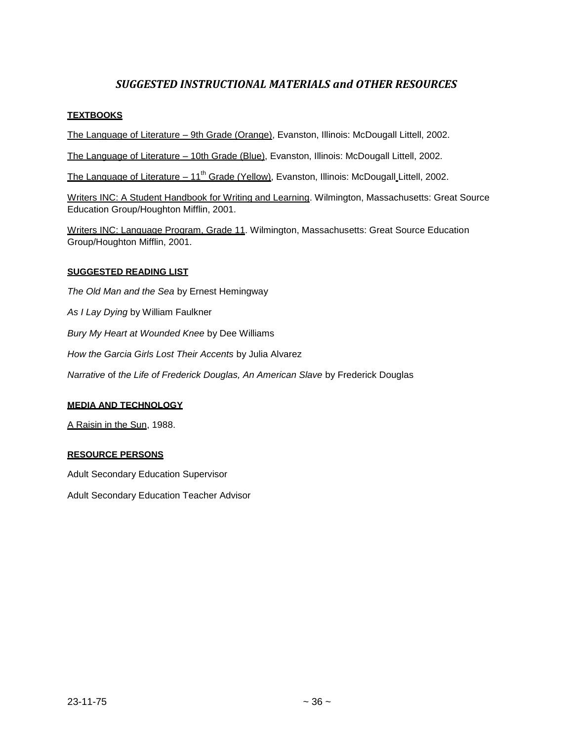## *SUGGESTED INSTRUCTIONAL MATERIALS and OTHER RESOURCES*

**TEXTBOOKS**

The Language of Literature – 9th Grade (Orange), Evanston, Illinois: McDougall Littell, 2002.

The Language of Literature – 10th Grade (Blue), Evanston, Illinois: McDougall Littell, 2002.

The Language of Literature – 11th Grade (Yellow), Evanston, Illinois: McDougall Littell, 2002.

Writers INC: A Student Handbook for Writing and Learning. Wilmington, Massachusetts: Great Source Education Group/Houghton Mifflin, 2001.

Writers INC: Language Program, Grade 11. Wilmington, Massachusetts: Great Source Education Group/Houghton Mifflin, 2001.

**SUGGESTED READING LIST**

*The Old Man and the Sea* by Ernest Hemingway

*As I Lay Dying* by William Faulkner

*Bury My Heart at Wounded Knee* by Dee Williams

*How the Garcia Girls Lost Their Accents* by Julia Alvarez

*Narrative* of *the Life of Frederick Douglas, An American Slave* by Frederick Douglas

**MEDIA AND TECHNOLOGY**

A Raisin in the Sun, 1988.

**RESOURCE PERSONS**

Adult Secondary Education Supervisor

Adult Secondary Education Teacher Advisor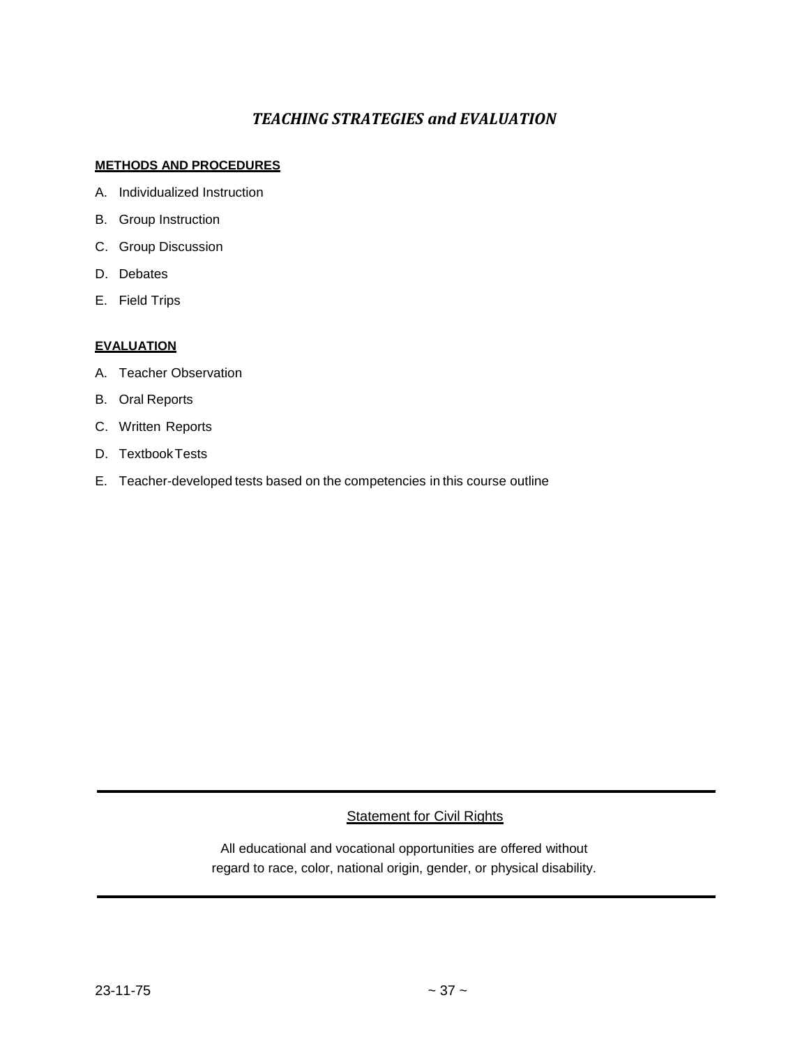# *TEACHING STRATEGIES and EVALUATION*

**METHODS AND PROCEDURES**

A. Individualized Instruction

B. Group Instruction

C. Group Discussion

D. Debates

E. Field Trips

**EVALUATION**

A. Teacher Observation

B. Oral Reports

C. Written Reports

D. Textbook Tests

E. Teacher-developed tests based on the competencies in this course outline

---

Statement for Civil Rights

All educational and vocational opportunities are offered without regard to race, color, national origin, gender, or physical disability.

---